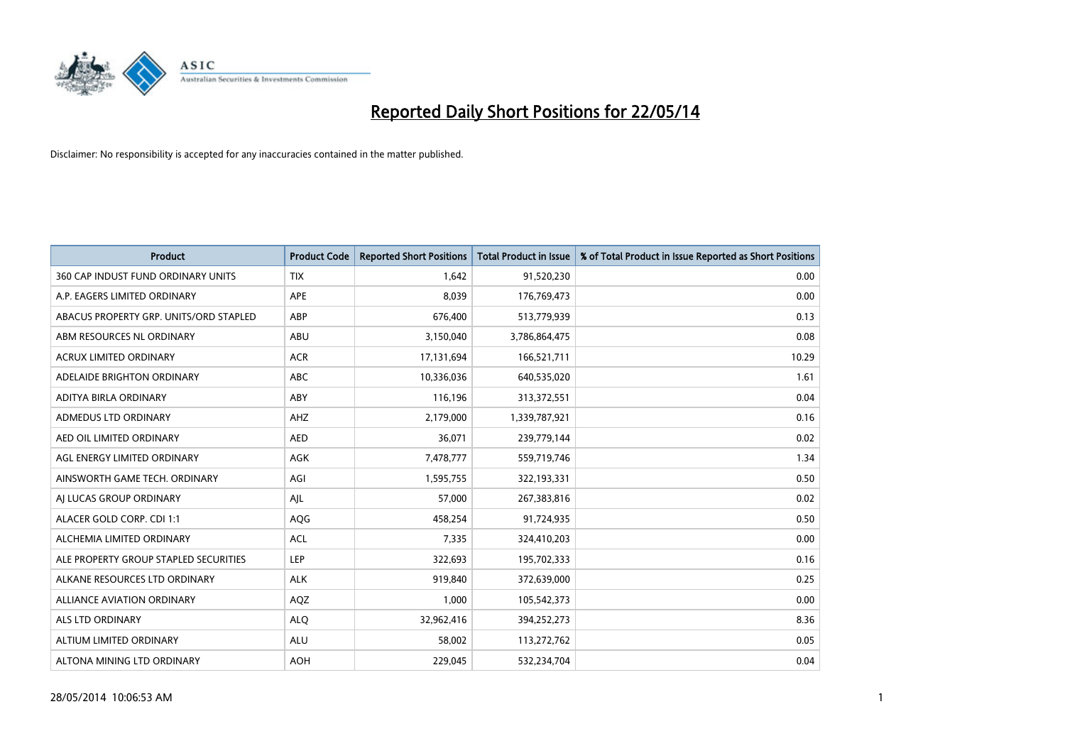# Reported Daily Short Positions for 22/05/14

Disclaimer: No responsibility is accepted for any inaccuracies contained in the matter published.

| Product | Product Code | Reported Short Positions | Total Product in Issue | % of Total Product in Issue Reported as Short Positions |
|---|---|---|---|---|
| 360 CAP INDUST FUND ORDINARY UNITS | TIX | 1,642 | 91,520,230 | 0.00 |
| A.P. EAGERS LIMITED ORDINARY | APE | 8,039 | 176,769,473 | 0.00 |
| ABACUS PROPERTY GRP. UNITS/ORD STAPLED | ABP | 676,400 | 513,779,939 | 0.13 |
| ABM RESOURCES NL ORDINARY | ABU | 3,150,040 | 3,786,864,475 | 0.08 |
| ACRUX LIMITED ORDINARY | ACR | 17,131,694 | 166,521,711 | 10.29 |
| ADELAIDE BRIGHTON ORDINARY | ABC | 10,336,036 | 640,535,020 | 1.61 |
| ADITYA BIRLA ORDINARY | ABY | 116,196 | 313,372,551 | 0.04 |
| ADMEDUS LTD ORDINARY | AHZ | 2,179,000 | 1,339,787,921 | 0.16 |
| AED OIL LIMITED ORDINARY | AED | 36,071 | 239,779,144 | 0.02 |
| AGL ENERGY LIMITED ORDINARY | AGK | 7,478,777 | 559,719,746 | 1.34 |
| AINSWORTH GAME TECH. ORDINARY | AGI | 1,595,755 | 322,193,331 | 0.50 |
| AJ LUCAS GROUP ORDINARY | AJL | 57,000 | 267,383,816 | 0.02 |
| ALACER GOLD CORP. CDI 1:1 | AQG | 458,254 | 91,724,935 | 0.50 |
| ALCHEMIA LIMITED ORDINARY | ACL | 7,335 | 324,410,203 | 0.00 |
| ALE PROPERTY GROUP STAPLED SECURITIES | LEP | 322,693 | 195,702,333 | 0.16 |
| ALKANE RESOURCES LTD ORDINARY | ALK | 919,840 | 372,639,000 | 0.25 |
| ALLIANCE AVIATION ORDINARY | AQZ | 1,000 | 105,542,373 | 0.00 |
| ALS LTD ORDINARY | ALQ | 32,962,416 | 394,252,273 | 8.36 |
| ALTIUM LIMITED ORDINARY | ALU | 58,002 | 113,272,762 | 0.05 |
| ALTONA MINING LTD ORDINARY | AOH | 229,045 | 532,234,704 | 0.04 |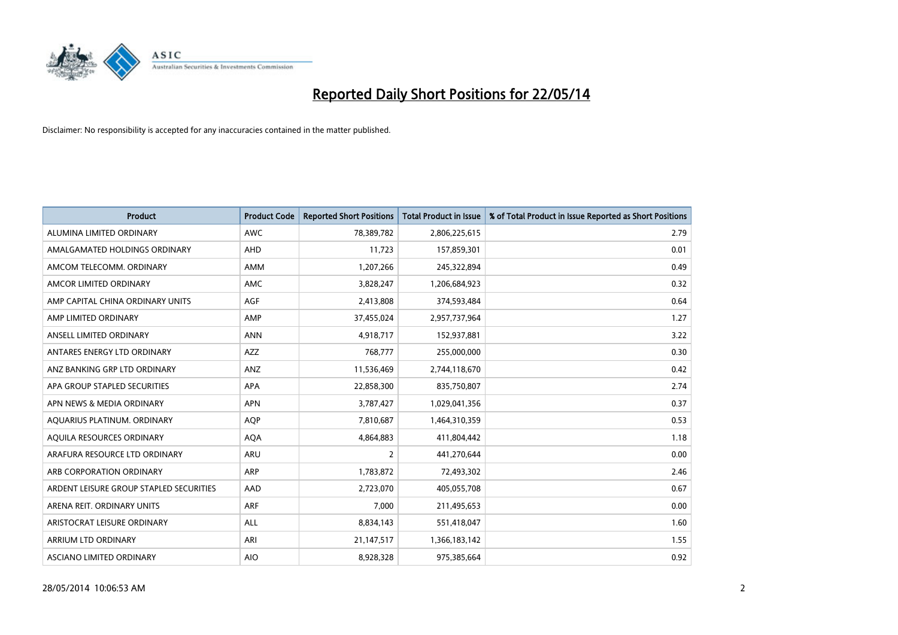# Reported Daily Short Positions for 22/05/14

Disclaimer: No responsibility is accepted for any inaccuracies contained in the matter published.

| Product | Product Code | Reported Short Positions | Total Product in Issue | % of Total Product in Issue Reported as Short Positions |
|---|---|---|---|---|
| ALUMINA LIMITED ORDINARY | AWC | 78,389,782 | 2,806,225,615 | 2.79 |
| AMALGAMATED HOLDINGS ORDINARY | AHD | 11,723 | 157,859,301 | 0.01 |
| AMCOM TELECOMM. ORDINARY | AMM | 1,207,266 | 245,322,894 | 0.49 |
| AMCOR LIMITED ORDINARY | AMC | 3,828,247 | 1,206,684,923 | 0.32 |
| AMP CAPITAL CHINA ORDINARY UNITS | AGF | 2,413,808 | 374,593,484 | 0.64 |
| AMP LIMITED ORDINARY | AMP | 37,455,024 | 2,957,737,964 | 1.27 |
| ANSELL LIMITED ORDINARY | ANN | 4,918,717 | 152,937,881 | 3.22 |
| ANTARES ENERGY LTD ORDINARY | AZZ | 768,777 | 255,000,000 | 0.30 |
| ANZ BANKING GRP LTD ORDINARY | ANZ | 11,536,469 | 2,744,118,670 | 0.42 |
| APA GROUP STAPLED SECURITIES | APA | 22,858,300 | 835,750,807 | 2.74 |
| APN NEWS & MEDIA ORDINARY | APN | 3,787,427 | 1,029,041,356 | 0.37 |
| AQUARIUS PLATINUM. ORDINARY | AQP | 7,810,687 | 1,464,310,359 | 0.53 |
| AQUILA RESOURCES ORDINARY | AQA | 4,864,883 | 411,804,442 | 1.18 |
| ARAFURA RESOURCE LTD ORDINARY | ARU | 2 | 441,270,644 | 0.00 |
| ARB CORPORATION ORDINARY | ARP | 1,783,872 | 72,493,302 | 2.46 |
| ARDENT LEISURE GROUP STAPLED SECURITIES | AAD | 2,723,070 | 405,055,708 | 0.67 |
| ARENA REIT. ORDINARY UNITS | ARF | 7,000 | 211,495,653 | 0.00 |
| ARISTOCRAT LEISURE ORDINARY | ALL | 8,834,143 | 551,418,047 | 1.60 |
| ARRIUM LTD ORDINARY | ARI | 21,147,517 | 1,366,183,142 | 1.55 |
| ASCIANO LIMITED ORDINARY | AIO | 8,928,328 | 975,385,664 | 0.92 |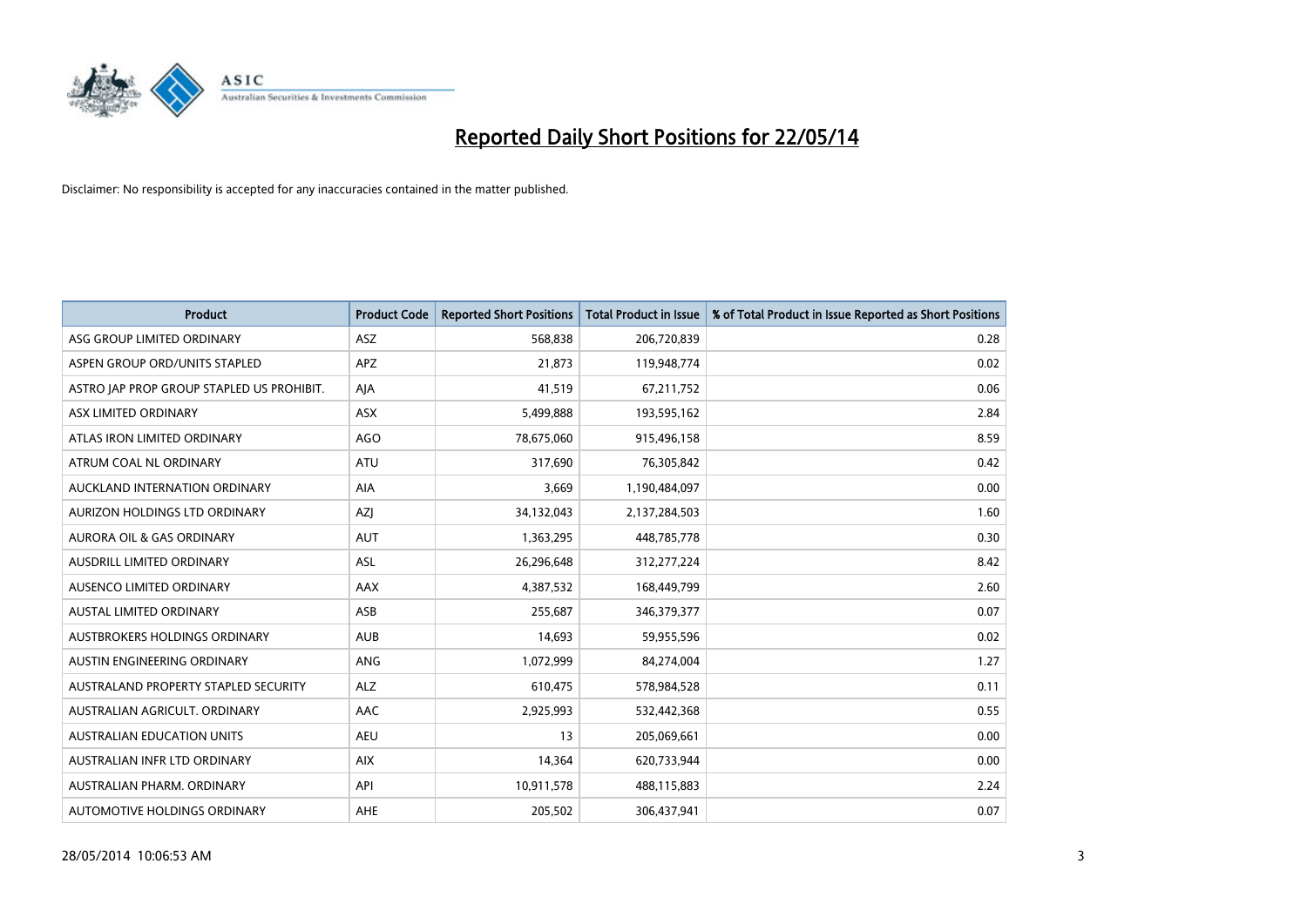# Reported Daily Short Positions for 22/05/14

Disclaimer: No responsibility is accepted for any inaccuracies contained in the matter published.

| Product | Product Code | Reported Short Positions | Total Product in Issue | % of Total Product in Issue Reported as Short Positions |
|---|---|---|---|---|
| ASG GROUP LIMITED ORDINARY | ASZ | 568,838 | 206,720,839 | 0.28 |
| ASPEN GROUP ORD/UNITS STAPLED | APZ | 21,873 | 119,948,774 | 0.02 |
| ASTRO JAP PROP GROUP STAPLED US PROHIBIT. | AJA | 41,519 | 67,211,752 | 0.06 |
| ASX LIMITED ORDINARY | ASX | 5,499,888 | 193,595,162 | 2.84 |
| ATLAS IRON LIMITED ORDINARY | AGO | 78,675,060 | 915,496,158 | 8.59 |
| ATRUM COAL NL ORDINARY | ATU | 317,690 | 76,305,842 | 0.42 |
| AUCKLAND INTERNATION ORDINARY | AIA | 3,669 | 1,190,484,097 | 0.00 |
| AURIZON HOLDINGS LTD ORDINARY | AZJ | 34,132,043 | 2,137,284,503 | 1.60 |
| AURORA OIL & GAS ORDINARY | AUT | 1,363,295 | 448,785,778 | 0.30 |
| AUSDRILL LIMITED ORDINARY | ASL | 26,296,648 | 312,277,224 | 8.42 |
| AUSENCO LIMITED ORDINARY | AAX | 4,387,532 | 168,449,799 | 2.60 |
| AUSTAL LIMITED ORDINARY | ASB | 255,687 | 346,379,377 | 0.07 |
| AUSTBROKERS HOLDINGS ORDINARY | AUB | 14,693 | 59,955,596 | 0.02 |
| AUSTIN ENGINEERING ORDINARY | ANG | 1,072,999 | 84,274,004 | 1.27 |
| AUSTRALAND PROPERTY STAPLED SECURITY | ALZ | 610,475 | 578,984,528 | 0.11 |
| AUSTRALIAN AGRICULT. ORDINARY | AAC | 2,925,993 | 532,442,368 | 0.55 |
| AUSTRALIAN EDUCATION UNITS | AEU | 13 | 205,069,661 | 0.00 |
| AUSTRALIAN INFR LTD ORDINARY | AIX | 14,364 | 620,733,944 | 0.00 |
| AUSTRALIAN PHARM. ORDINARY | API | 10,911,578 | 488,115,883 | 2.24 |
| AUTOMOTIVE HOLDINGS ORDINARY | AHE | 205,502 | 306,437,941 | 0.07 |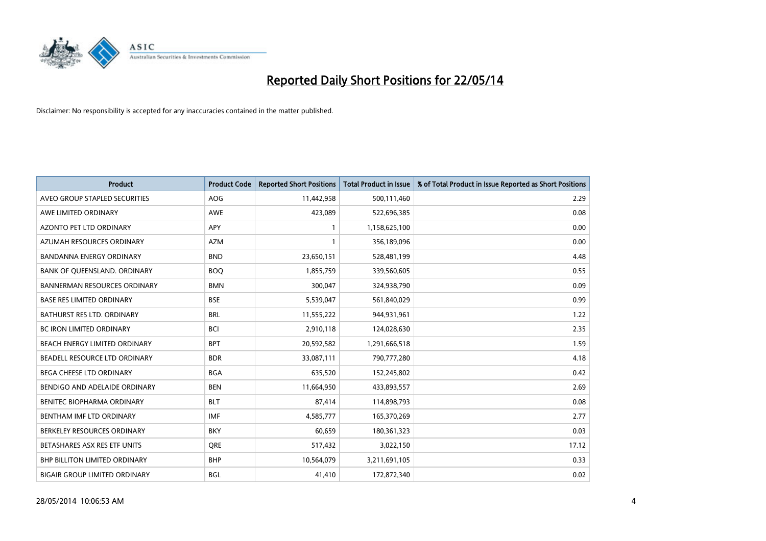# Reported Daily Short Positions for 22/05/14

Disclaimer: No responsibility is accepted for any inaccuracies contained in the matter published.

| Product | Product Code | Reported Short Positions | Total Product in Issue | % of Total Product in Issue Reported as Short Positions |
|---|---|---|---|---|
| AVEO GROUP STAPLED SECURITIES | AOG | 11,442,958 | 500,111,460 | 2.29 |
| AWE LIMITED ORDINARY | AWE | 423,089 | 522,696,385 | 0.08 |
| AZONTO PET LTD ORDINARY | APY | 1 | 1,158,625,100 | 0.00 |
| AZUMAH RESOURCES ORDINARY | AZM | 1 | 356,189,096 | 0.00 |
| BANDANNA ENERGY ORDINARY | BND | 23,650,151 | 528,481,199 | 4.48 |
| BANK OF QUEENSLAND. ORDINARY | BOQ | 1,855,759 | 339,560,605 | 0.55 |
| BANNERMAN RESOURCES ORDINARY | BMN | 300,047 | 324,938,790 | 0.09 |
| BASE RES LIMITED ORDINARY | BSE | 5,539,047 | 561,840,029 | 0.99 |
| BATHURST RES LTD. ORDINARY | BRL | 11,555,222 | 944,931,961 | 1.22 |
| BC IRON LIMITED ORDINARY | BCI | 2,910,118 | 124,028,630 | 2.35 |
| BEACH ENERGY LIMITED ORDINARY | BPT | 20,592,582 | 1,291,666,518 | 1.59 |
| BEADELL RESOURCE LTD ORDINARY | BDR | 33,087,111 | 790,777,280 | 4.18 |
| BEGA CHEESE LTD ORDINARY | BGA | 635,520 | 152,245,802 | 0.42 |
| BENDIGO AND ADELAIDE ORDINARY | BEN | 11,664,950 | 433,893,557 | 2.69 |
| BENITEC BIOPHARMA ORDINARY | BLT | 87,414 | 114,898,793 | 0.08 |
| BENTHAM IMF LTD ORDINARY | IMF | 4,585,777 | 165,370,269 | 2.77 |
| BERKELEY RESOURCES ORDINARY | BKY | 60,659 | 180,361,323 | 0.03 |
| BETASHARES ASX RES ETF UNITS | QRE | 517,432 | 3,022,150 | 17.12 |
| BHP BILLITON LIMITED ORDINARY | BHP | 10,564,079 | 3,211,691,105 | 0.33 |
| BIGAIR GROUP LIMITED ORDINARY | BGL | 41,410 | 172,872,340 | 0.02 |

28/05/2014 10:06:53 AM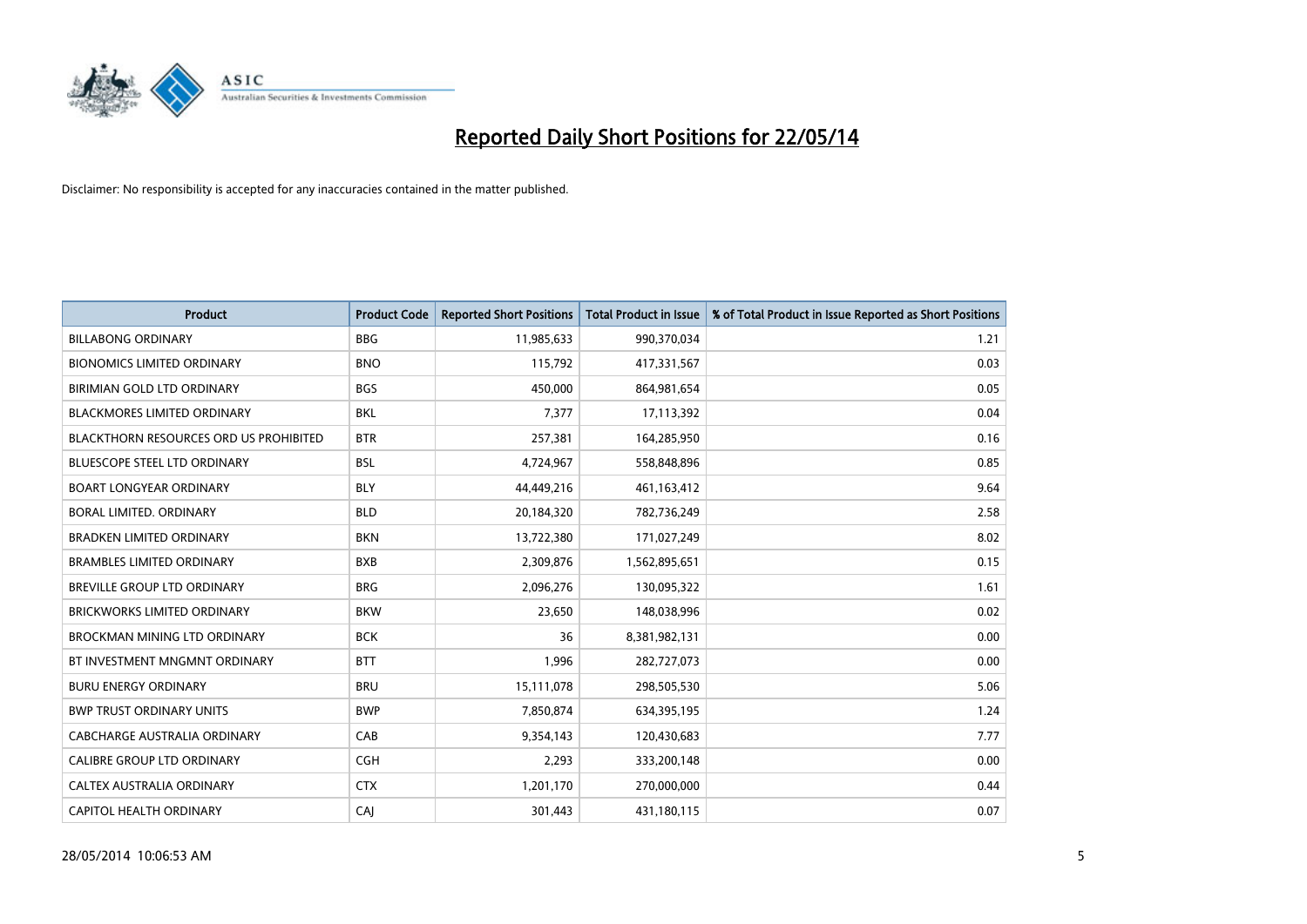# Reported Daily Short Positions for 22/05/14

Disclaimer: No responsibility is accepted for any inaccuracies contained in the matter published.

| Product | Product Code | Reported Short Positions | Total Product in Issue | % of Total Product in Issue Reported as Short Positions |
|---|---|---|---|---|
| BILLABONG ORDINARY | BBG | 11,985,633 | 990,370,034 | 1.21 |
| BIONOMICS LIMITED ORDINARY | BNO | 115,792 | 417,331,567 | 0.03 |
| BIRIMIAN GOLD LTD ORDINARY | BGS | 450,000 | 864,981,654 | 0.05 |
| BLACKMORES LIMITED ORDINARY | BKL | 7,377 | 17,113,392 | 0.04 |
| BLACKTHORN RESOURCES ORD US PROHIBITED | BTR | 257,381 | 164,285,950 | 0.16 |
| BLUESCOPE STEEL LTD ORDINARY | BSL | 4,724,967 | 558,848,896 | 0.85 |
| BOART LONGYEAR ORDINARY | BLY | 44,449,216 | 461,163,412 | 9.64 |
| BORAL LIMITED. ORDINARY | BLD | 20,184,320 | 782,736,249 | 2.58 |
| BRADKEN LIMITED ORDINARY | BKN | 13,722,380 | 171,027,249 | 8.02 |
| BRAMBLES LIMITED ORDINARY | BXB | 2,309,876 | 1,562,895,651 | 0.15 |
| BREVILLE GROUP LTD ORDINARY | BRG | 2,096,276 | 130,095,322 | 1.61 |
| BRICKWORKS LIMITED ORDINARY | BKW | 23,650 | 148,038,996 | 0.02 |
| BROCKMAN MINING LTD ORDINARY | BCK | 36 | 8,381,982,131 | 0.00 |
| BT INVESTMENT MNGMNT ORDINARY | BTT | 1,996 | 282,727,073 | 0.00 |
| BURU ENERGY ORDINARY | BRU | 15,111,078 | 298,505,530 | 5.06 |
| BWP TRUST ORDINARY UNITS | BWP | 7,850,874 | 634,395,195 | 1.24 |
| CABCHARGE AUSTRALIA ORDINARY | CAB | 9,354,143 | 120,430,683 | 7.77 |
| CALIBRE GROUP LTD ORDINARY | CGH | 2,293 | 333,200,148 | 0.00 |
| CALTEX AUSTRALIA ORDINARY | CTX | 1,201,170 | 270,000,000 | 0.44 |
| CAPITOL HEALTH ORDINARY | CAJ | 301,443 | 431,180,115 | 0.07 |

28/05/2014 10:06:53 AM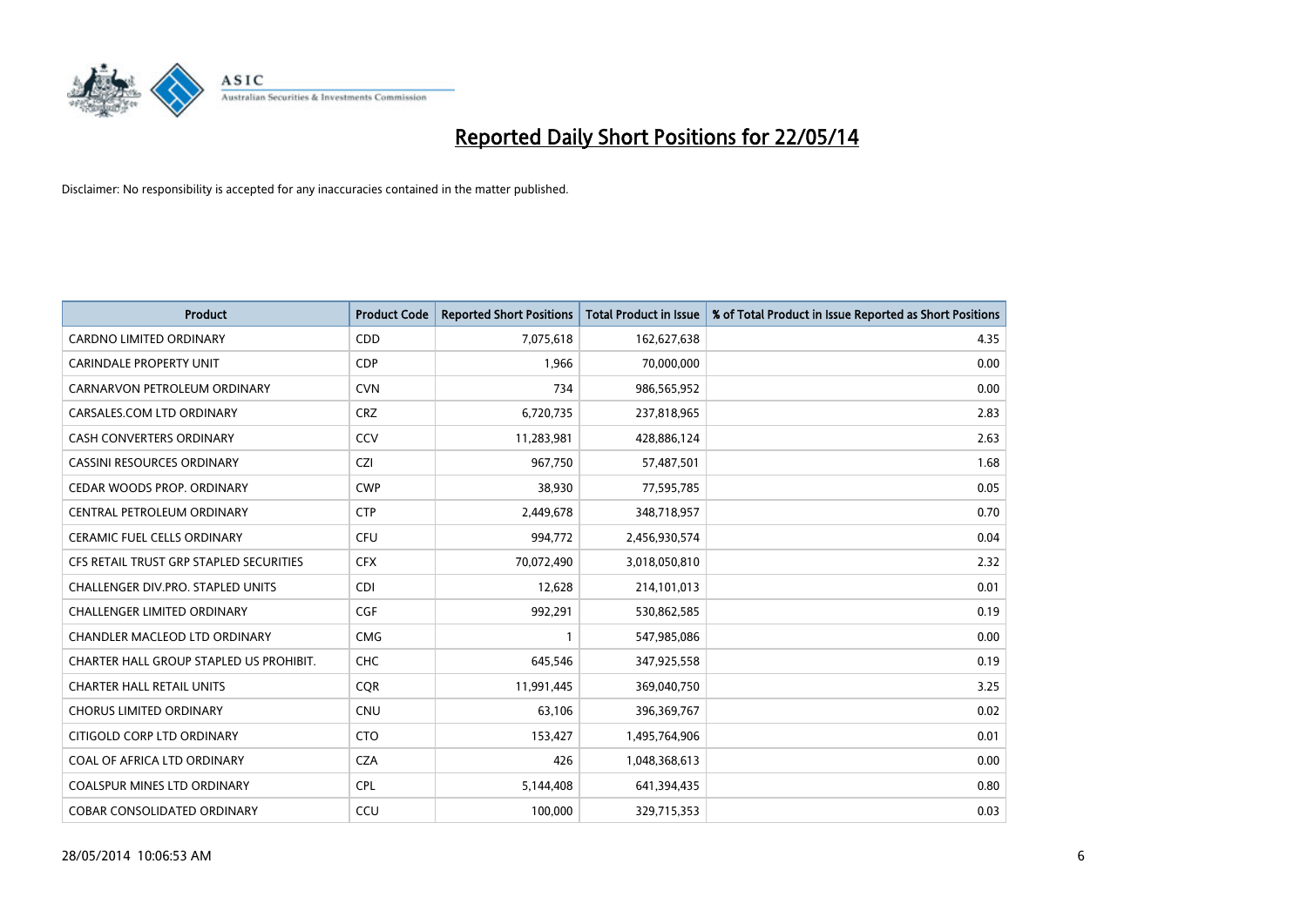# Reported Daily Short Positions for 22/05/14

Disclaimer: No responsibility is accepted for any inaccuracies contained in the matter published.

| Product | Product Code | Reported Short Positions | Total Product in Issue | % of Total Product in Issue Reported as Short Positions |
|---|---|---|---|---|
| CARDNO LIMITED ORDINARY | CDD | 7,075,618 | 162,627,638 | 4.35 |
| CARINDALE PROPERTY UNIT | CDP | 1,966 | 70,000,000 | 0.00 |
| CARNARVON PETROLEUM ORDINARY | CVN | 734 | 986,565,952 | 0.00 |
| CARSALES.COM LTD ORDINARY | CRZ | 6,720,735 | 237,818,965 | 2.83 |
| CASH CONVERTERS ORDINARY | CCV | 11,283,981 | 428,886,124 | 2.63 |
| CASSINI RESOURCES ORDINARY | CZI | 967,750 | 57,487,501 | 1.68 |
| CEDAR WOODS PROP. ORDINARY | CWP | 38,930 | 77,595,785 | 0.05 |
| CENTRAL PETROLEUM ORDINARY | CTP | 2,449,678 | 348,718,957 | 0.70 |
| CERAMIC FUEL CELLS ORDINARY | CFU | 994,772 | 2,456,930,574 | 0.04 |
| CFS RETAIL TRUST GRP STAPLED SECURITIES | CFX | 70,072,490 | 3,018,050,810 | 2.32 |
| CHALLENGER DIV.PRO. STAPLED UNITS | CDI | 12,628 | 214,101,013 | 0.01 |
| CHALLENGER LIMITED ORDINARY | CGF | 992,291 | 530,862,585 | 0.19 |
| CHANDLER MACLEOD LTD ORDINARY | CMG | 1 | 547,985,086 | 0.00 |
| CHARTER HALL GROUP STAPLED US PROHIBIT. | CHC | 645,546 | 347,925,558 | 0.19 |
| CHARTER HALL RETAIL UNITS | CQR | 11,991,445 | 369,040,750 | 3.25 |
| CHORUS LIMITED ORDINARY | CNU | 63,106 | 396,369,767 | 0.02 |
| CITIGOLD CORP LTD ORDINARY | CTO | 153,427 | 1,495,764,906 | 0.01 |
| COAL OF AFRICA LTD ORDINARY | CZA | 426 | 1,048,368,613 | 0.00 |
| COALSPUR MINES LTD ORDINARY | CPL | 5,144,408 | 641,394,435 | 0.80 |
| COBAR CONSOLIDATED ORDINARY | CCU | 100,000 | 329,715,353 | 0.03 |

28/05/2014 10:06:53 AM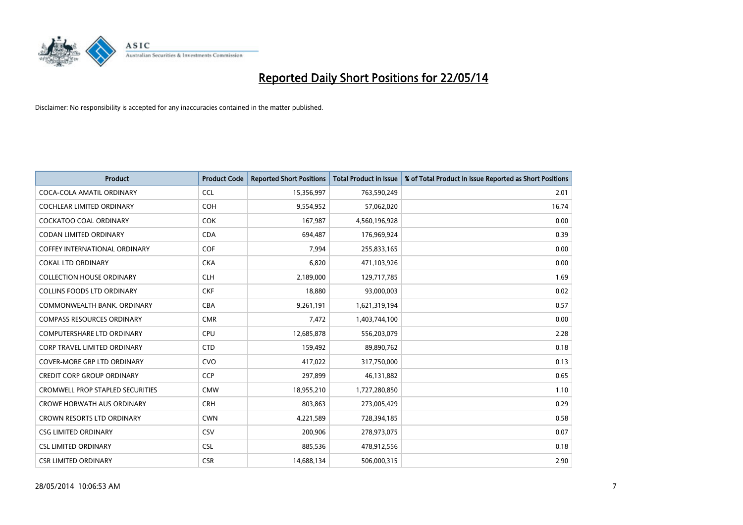# Reported Daily Short Positions for 22/05/14

Disclaimer: No responsibility is accepted for any inaccuracies contained in the matter published.

| Product | Product Code | Reported Short Positions | Total Product in Issue | % of Total Product in Issue Reported as Short Positions |
|---|---|---|---|---|
| COCA-COLA AMATIL ORDINARY | CCL | 15,356,997 | 763,590,249 | 2.01 |
| COCHLEAR LIMITED ORDINARY | COH | 9,554,952 | 57,062,020 | 16.74 |
| COCKATOO COAL ORDINARY | COK | 167,987 | 4,560,196,928 | 0.00 |
| CODAN LIMITED ORDINARY | CDA | 694,487 | 176,969,924 | 0.39 |
| COFFEY INTERNATIONAL ORDINARY | COF | 7,994 | 255,833,165 | 0.00 |
| COKAL LTD ORDINARY | CKA | 6,820 | 471,103,926 | 0.00 |
| COLLECTION HOUSE ORDINARY | CLH | 2,189,000 | 129,717,785 | 1.69 |
| COLLINS FOODS LTD ORDINARY | CKF | 18,880 | 93,000,003 | 0.02 |
| COMMONWEALTH BANK. ORDINARY | CBA | 9,261,191 | 1,621,319,194 | 0.57 |
| COMPASS RESOURCES ORDINARY | CMR | 7,472 | 1,403,744,100 | 0.00 |
| COMPUTERSHARE LTD ORDINARY | CPU | 12,685,878 | 556,203,079 | 2.28 |
| CORP TRAVEL LIMITED ORDINARY | CTD | 159,492 | 89,890,762 | 0.18 |
| COVER-MORE GRP LTD ORDINARY | CVO | 417,022 | 317,750,000 | 0.13 |
| CREDIT CORP GROUP ORDINARY | CCP | 297,899 | 46,131,882 | 0.65 |
| CROMWELL PROP STAPLED SECURITIES | CMW | 18,955,210 | 1,727,280,850 | 1.10 |
| CROWE HORWATH AUS ORDINARY | CRH | 803,863 | 273,005,429 | 0.29 |
| CROWN RESORTS LTD ORDINARY | CWN | 4,221,589 | 728,394,185 | 0.58 |
| CSG LIMITED ORDINARY | CSV | 200,906 | 278,973,075 | 0.07 |
| CSL LIMITED ORDINARY | CSL | 885,536 | 478,912,556 | 0.18 |
| CSR LIMITED ORDINARY | CSR | 14,688,134 | 506,000,315 | 2.90 |

28/05/2014 10:06:53 AM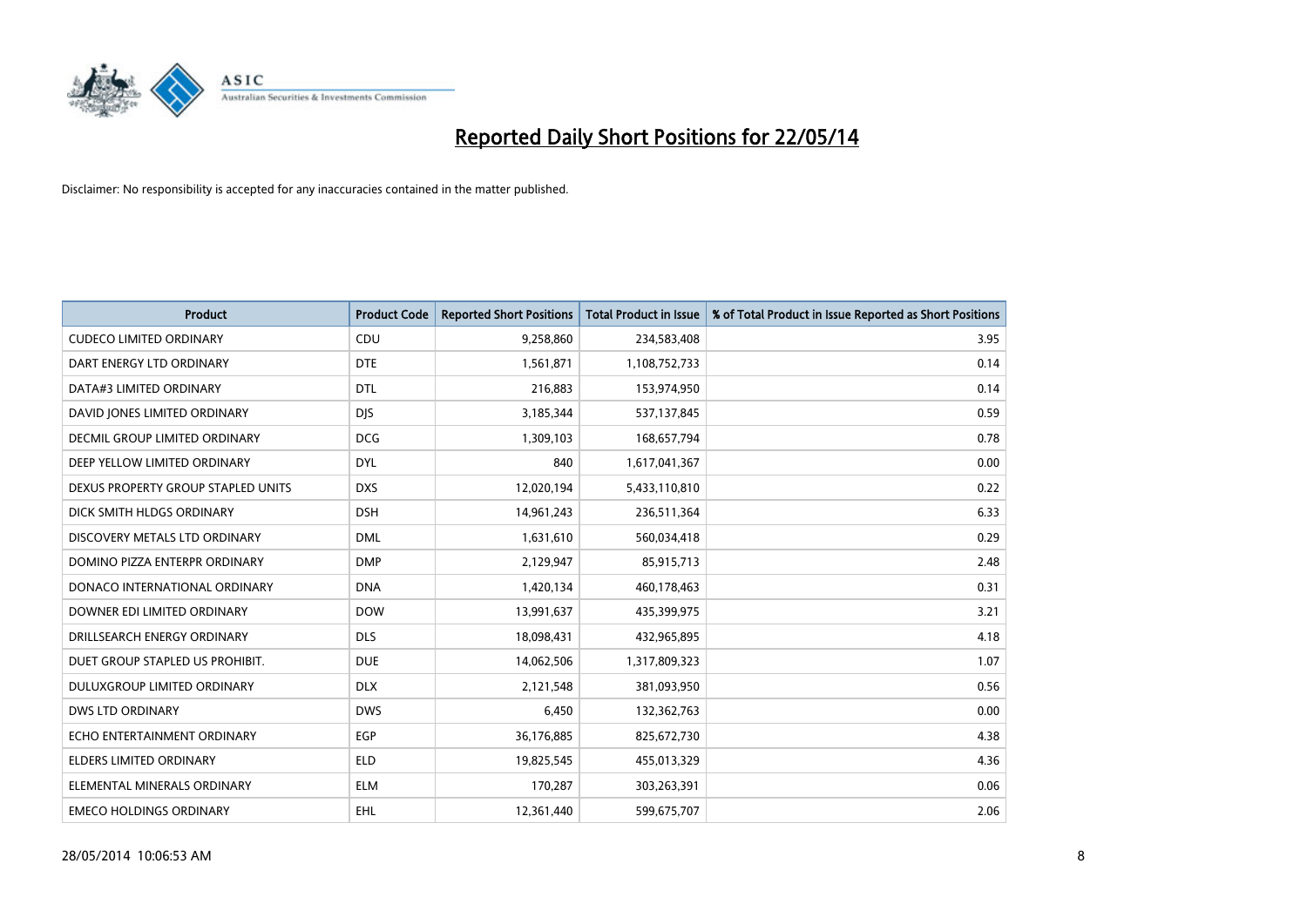# Reported Daily Short Positions for 22/05/14

Disclaimer: No responsibility is accepted for any inaccuracies contained in the matter published.

| Product | Product Code | Reported Short Positions | Total Product in Issue | % of Total Product in Issue Reported as Short Positions |
|---|---|---|---|---|
| CUDECO LIMITED ORDINARY | CDU | 9,258,860 | 234,583,408 | 3.95 |
| DART ENERGY LTD ORDINARY | DTE | 1,561,871 | 1,108,752,733 | 0.14 |
| DATA#3 LIMITED ORDINARY | DTL | 216,883 | 153,974,950 | 0.14 |
| DAVID JONES LIMITED ORDINARY | DJS | 3,185,344 | 537,137,845 | 0.59 |
| DECMIL GROUP LIMITED ORDINARY | DCG | 1,309,103 | 168,657,794 | 0.78 |
| DEEP YELLOW LIMITED ORDINARY | DYL | 840 | 1,617,041,367 | 0.00 |
| DEXUS PROPERTY GROUP STAPLED UNITS | DXS | 12,020,194 | 5,433,110,810 | 0.22 |
| DICK SMITH HLDGS ORDINARY | DSH | 14,961,243 | 236,511,364 | 6.33 |
| DISCOVERY METALS LTD ORDINARY | DML | 1,631,610 | 560,034,418 | 0.29 |
| DOMINO PIZZA ENTERPR ORDINARY | DMP | 2,129,947 | 85,915,713 | 2.48 |
| DONACO INTERNATIONAL ORDINARY | DNA | 1,420,134 | 460,178,463 | 0.31 |
| DOWNER EDI LIMITED ORDINARY | DOW | 13,991,637 | 435,399,975 | 3.21 |
| DRILLSEARCH ENERGY ORDINARY | DLS | 18,098,431 | 432,965,895 | 4.18 |
| DUET GROUP STAPLED US PROHIBIT. | DUE | 14,062,506 | 1,317,809,323 | 1.07 |
| DULUXGROUP LIMITED ORDINARY | DLX | 2,121,548 | 381,093,950 | 0.56 |
| DWS LTD ORDINARY | DWS | 6,450 | 132,362,763 | 0.00 |
| ECHO ENTERTAINMENT ORDINARY | EGP | 36,176,885 | 825,672,730 | 4.38 |
| ELDERS LIMITED ORDINARY | ELD | 19,825,545 | 455,013,329 | 4.36 |
| ELEMENTAL MINERALS ORDINARY | ELM | 170,287 | 303,263,391 | 0.06 |
| EMECO HOLDINGS ORDINARY | EHL | 12,361,440 | 599,675,707 | 2.06 |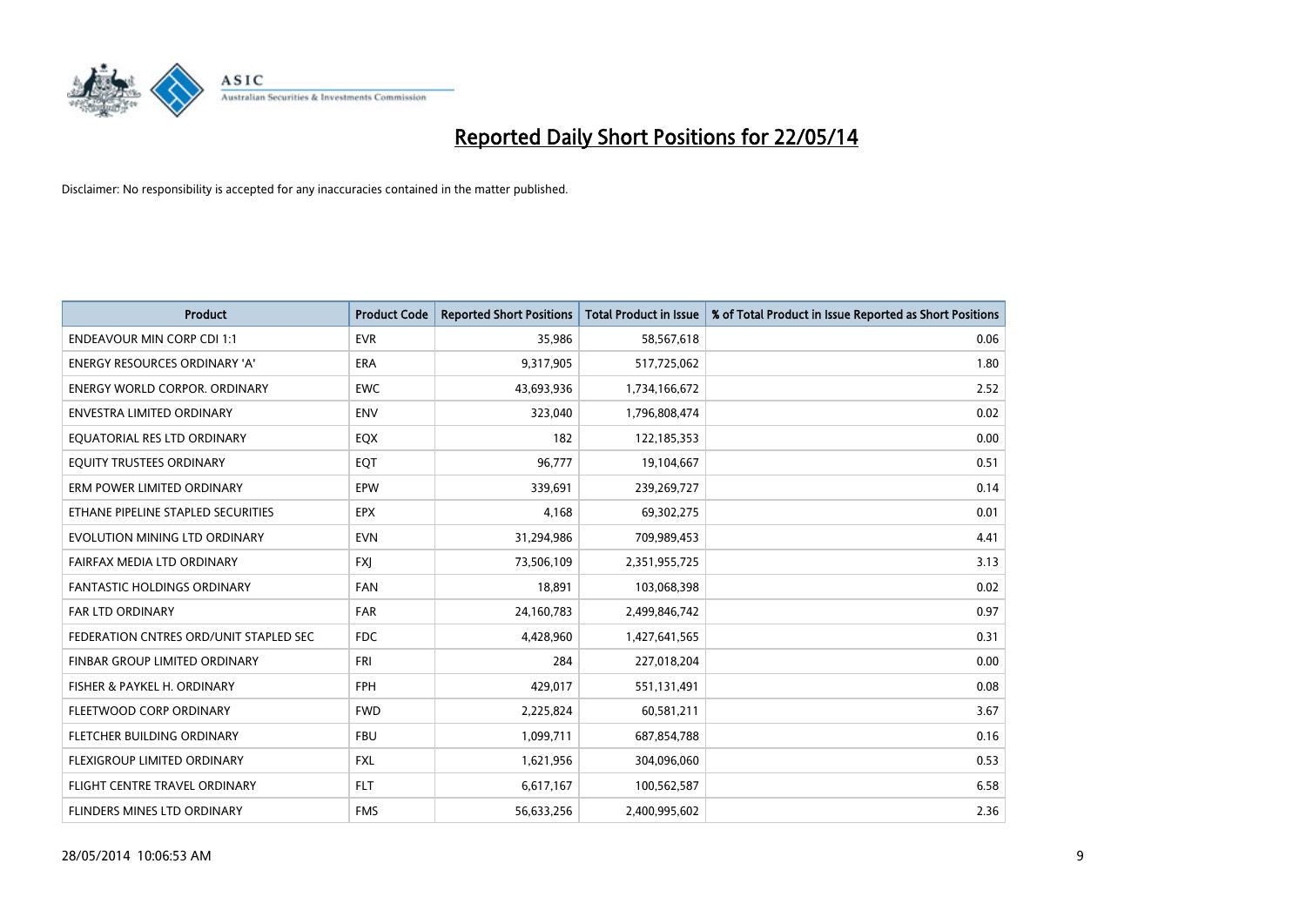# Reported Daily Short Positions for 22/05/14

Disclaimer: No responsibility is accepted for any inaccuracies contained in the matter published.

| Product | Product Code | Reported Short Positions | Total Product in Issue | % of Total Product in Issue Reported as Short Positions |
|---|---|---|---|---|
| ENDEAVOUR MIN CORP CDI 1:1 | EVR | 35,986 | 58,567,618 | 0.06 |
| ENERGY RESOURCES ORDINARY 'A' | ERA | 9,317,905 | 517,725,062 | 1.80 |
| ENERGY WORLD CORPOR. ORDINARY | EWC | 43,693,936 | 1,734,166,672 | 2.52 |
| ENVESTRA LIMITED ORDINARY | ENV | 323,040 | 1,796,808,474 | 0.02 |
| EQUATORIAL RES LTD ORDINARY | EQX | 182 | 122,185,353 | 0.00 |
| EQUITY TRUSTEES ORDINARY | EQT | 96,777 | 19,104,667 | 0.51 |
| ERM POWER LIMITED ORDINARY | EPW | 339,691 | 239,269,727 | 0.14 |
| ETHANE PIPELINE STAPLED SECURITIES | EPX | 4,168 | 69,302,275 | 0.01 |
| EVOLUTION MINING LTD ORDINARY | EVN | 31,294,986 | 709,989,453 | 4.41 |
| FAIRFAX MEDIA LTD ORDINARY | FXJ | 73,506,109 | 2,351,955,725 | 3.13 |
| FANTASTIC HOLDINGS ORDINARY | FAN | 18,891 | 103,068,398 | 0.02 |
| FAR LTD ORDINARY | FAR | 24,160,783 | 2,499,846,742 | 0.97 |
| FEDERATION CNTRES ORD/UNIT STAPLED SEC | FDC | 4,428,960 | 1,427,641,565 | 0.31 |
| FINBAR GROUP LIMITED ORDINARY | FRI | 284 | 227,018,204 | 0.00 |
| FISHER & PAYKEL H. ORDINARY | FPH | 429,017 | 551,131,491 | 0.08 |
| FLEETWOOD CORP ORDINARY | FWD | 2,225,824 | 60,581,211 | 3.67 |
| FLETCHER BUILDING ORDINARY | FBU | 1,099,711 | 687,854,788 | 0.16 |
| FLEXIGROUP LIMITED ORDINARY | FXL | 1,621,956 | 304,096,060 | 0.53 |
| FLIGHT CENTRE TRAVEL ORDINARY | FLT | 6,617,167 | 100,562,587 | 6.58 |
| FLINDERS MINES LTD ORDINARY | FMS | 56,633,256 | 2,400,995,602 | 2.36 |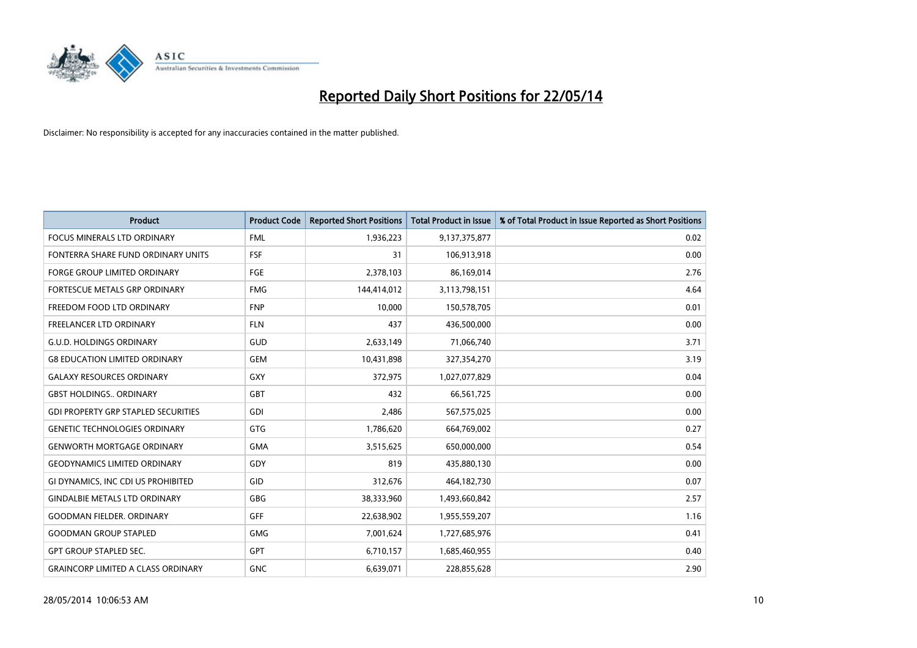# Reported Daily Short Positions for 22/05/14

Disclaimer: No responsibility is accepted for any inaccuracies contained in the matter published.

| Product | Product Code | Reported Short Positions | Total Product in Issue | % of Total Product in Issue Reported as Short Positions |
|---|---|---|---|---|
| FOCUS MINERALS LTD ORDINARY | FML | 1,936,223 | 9,137,375,877 | 0.02 |
| FONTERRA SHARE FUND ORDINARY UNITS | FSF | 31 | 106,913,918 | 0.00 |
| FORGE GROUP LIMITED ORDINARY | FGE | 2,378,103 | 86,169,014 | 2.76 |
| FORTESCUE METALS GRP ORDINARY | FMG | 144,414,012 | 3,113,798,151 | 4.64 |
| FREEDOM FOOD LTD ORDINARY | FNP | 10,000 | 150,578,705 | 0.01 |
| FREELANCER LTD ORDINARY | FLN | 437 | 436,500,000 | 0.00 |
| G.U.D. HOLDINGS ORDINARY | GUD | 2,633,149 | 71,066,740 | 3.71 |
| G8 EDUCATION LIMITED ORDINARY | GEM | 10,431,898 | 327,354,270 | 3.19 |
| GALAXY RESOURCES ORDINARY | GXY | 372,975 | 1,027,077,829 | 0.04 |
| GBST HOLDINGS.. ORDINARY | GBT | 432 | 66,561,725 | 0.00 |
| GDI PROPERTY GRP STAPLED SECURITIES | GDI | 2,486 | 567,575,025 | 0.00 |
| GENETIC TECHNOLOGIES ORDINARY | GTG | 1,786,620 | 664,769,002 | 0.27 |
| GENWORTH MORTGAGE ORDINARY | GMA | 3,515,625 | 650,000,000 | 0.54 |
| GEODYNAMICS LIMITED ORDINARY | GDY | 819 | 435,880,130 | 0.00 |
| GI DYNAMICS, INC CDI US PROHIBITED | GID | 312,676 | 464,182,730 | 0.07 |
| GINDALBIE METALS LTD ORDINARY | GBG | 38,333,960 | 1,493,660,842 | 2.57 |
| GOODMAN FIELDER. ORDINARY | GFF | 22,638,902 | 1,955,559,207 | 1.16 |
| GOODMAN GROUP STAPLED | GMG | 7,001,624 | 1,727,685,976 | 0.41 |
| GPT GROUP STAPLED SEC. | GPT | 6,710,157 | 1,685,460,955 | 0.40 |
| GRAINCORP LIMITED A CLASS ORDINARY | GNC | 6,639,071 | 228,855,628 | 2.90 |

28/05/2014 10:06:53 AM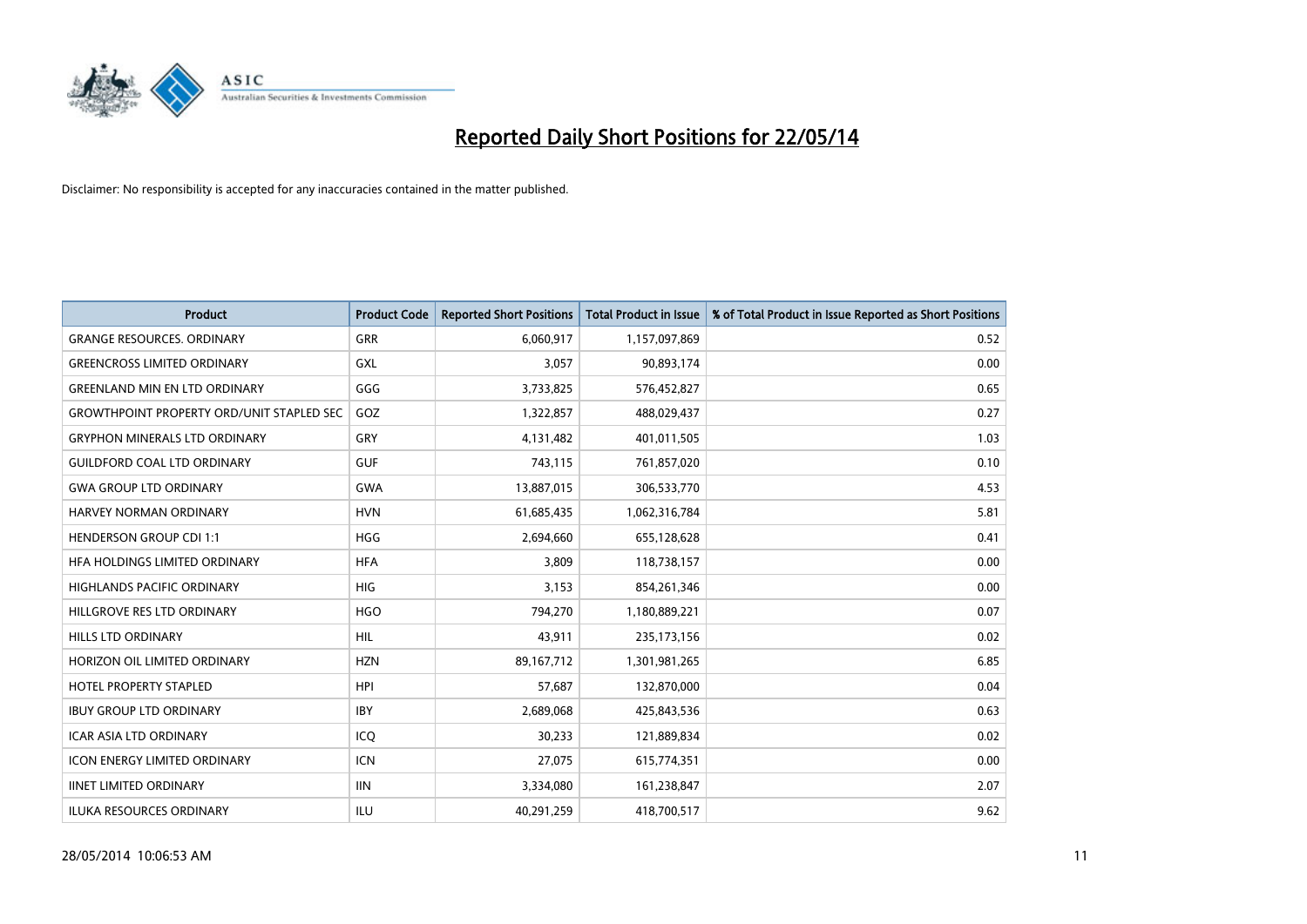# Reported Daily Short Positions for 22/05/14

Disclaimer: No responsibility is accepted for any inaccuracies contained in the matter published.

| Product | Product Code | Reported Short Positions | Total Product in Issue | % of Total Product in Issue Reported as Short Positions |
|---|---|---|---|---|
| GRANGE RESOURCES. ORDINARY | GRR | 6,060,917 | 1,157,097,869 | 0.52 |
| GREENCROSS LIMITED ORDINARY | GXL | 3,057 | 90,893,174 | 0.00 |
| GREENLAND MIN EN LTD ORDINARY | GGG | 3,733,825 | 576,452,827 | 0.65 |
| GROWTHPOINT PROPERTY ORD/UNIT STAPLED SEC | GOZ | 1,322,857 | 488,029,437 | 0.27 |
| GRYPHON MINERALS LTD ORDINARY | GRY | 4,131,482 | 401,011,505 | 1.03 |
| GUILDFORD COAL LTD ORDINARY | GUF | 743,115 | 761,857,020 | 0.10 |
| GWA GROUP LTD ORDINARY | GWA | 13,887,015 | 306,533,770 | 4.53 |
| HARVEY NORMAN ORDINARY | HVN | 61,685,435 | 1,062,316,784 | 5.81 |
| HENDERSON GROUP CDI 1:1 | HGG | 2,694,660 | 655,128,628 | 0.41 |
| HFA HOLDINGS LIMITED ORDINARY | HFA | 3,809 | 118,738,157 | 0.00 |
| HIGHLANDS PACIFIC ORDINARY | HIG | 3,153 | 854,261,346 | 0.00 |
| HILLGROVE RES LTD ORDINARY | HGO | 794,270 | 1,180,889,221 | 0.07 |
| HILLS LTD ORDINARY | HIL | 43,911 | 235,173,156 | 0.02 |
| HORIZON OIL LIMITED ORDINARY | HZN | 89,167,712 | 1,301,981,265 | 6.85 |
| HOTEL PROPERTY STAPLED | HPI | 57,687 | 132,870,000 | 0.04 |
| IBUY GROUP LTD ORDINARY | IBY | 2,689,068 | 425,843,536 | 0.63 |
| ICAR ASIA LTD ORDINARY | ICQ | 30,233 | 121,889,834 | 0.02 |
| ICON ENERGY LIMITED ORDINARY | ICN | 27,075 | 615,774,351 | 0.00 |
| IINET LIMITED ORDINARY | IIN | 3,334,080 | 161,238,847 | 2.07 |
| ILUKA RESOURCES ORDINARY | ILU | 40,291,259 | 418,700,517 | 9.62 |

28/05/2014 10:06:53 AM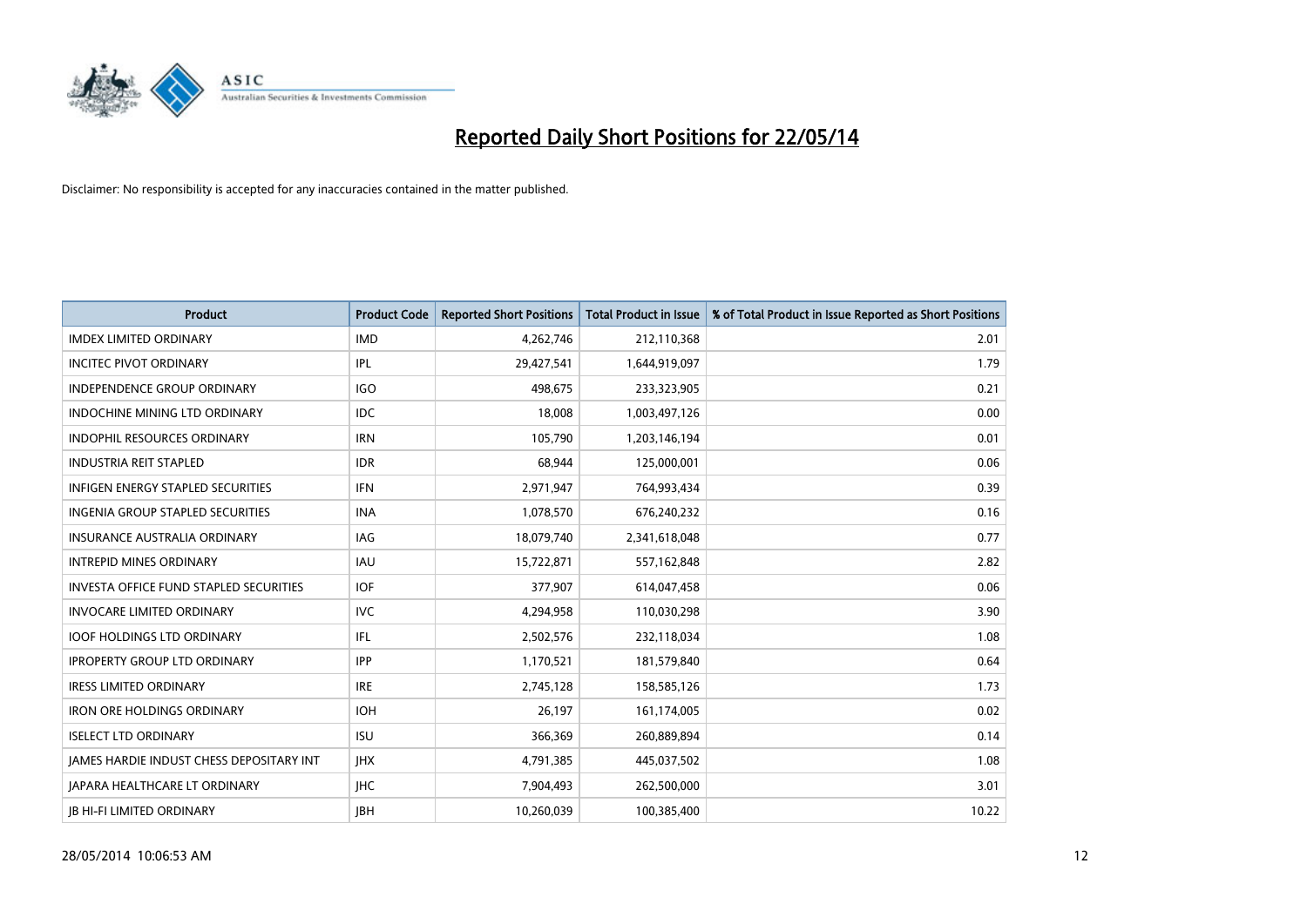# Reported Daily Short Positions for 22/05/14

Disclaimer: No responsibility is accepted for any inaccuracies contained in the matter published.

| Product | Product Code | Reported Short Positions | Total Product in Issue | % of Total Product in Issue Reported as Short Positions |
|---|---|---|---|---|
| IMDEX LIMITED ORDINARY | IMD | 4,262,746 | 212,110,368 | 2.01 |
| INCITEC PIVOT ORDINARY | IPL | 29,427,541 | 1,644,919,097 | 1.79 |
| INDEPENDENCE GROUP ORDINARY | IGO | 498,675 | 233,323,905 | 0.21 |
| INDOCHINE MINING LTD ORDINARY | IDC | 18,008 | 1,003,497,126 | 0.00 |
| INDOPHIL RESOURCES ORDINARY | IRN | 105,790 | 1,203,146,194 | 0.01 |
| INDUSTRIA REIT STAPLED | IDR | 68,944 | 125,000,001 | 0.06 |
| INFIGEN ENERGY STAPLED SECURITIES | IFN | 2,971,947 | 764,993,434 | 0.39 |
| INGENIA GROUP STAPLED SECURITIES | INA | 1,078,570 | 676,240,232 | 0.16 |
| INSURANCE AUSTRALIA ORDINARY | IAG | 18,079,740 | 2,341,618,048 | 0.77 |
| INTREPID MINES ORDINARY | IAU | 15,722,871 | 557,162,848 | 2.82 |
| INVESTA OFFICE FUND STAPLED SECURITIES | IOF | 377,907 | 614,047,458 | 0.06 |
| INVOCARE LIMITED ORDINARY | IVC | 4,294,958 | 110,030,298 | 3.90 |
| IOOF HOLDINGS LTD ORDINARY | IFL | 2,502,576 | 232,118,034 | 1.08 |
| IPROPERTY GROUP LTD ORDINARY | IPP | 1,170,521 | 181,579,840 | 0.64 |
| IRESS LIMITED ORDINARY | IRE | 2,745,128 | 158,585,126 | 1.73 |
| IRON ORE HOLDINGS ORDINARY | IOH | 26,197 | 161,174,005 | 0.02 |
| ISELECT LTD ORDINARY | ISU | 366,369 | 260,889,894 | 0.14 |
| JAMES HARDIE INDUST CHESS DEPOSITARY INT | JHX | 4,791,385 | 445,037,502 | 1.08 |
| JAPARA HEALTHCARE LT ORDINARY | JHC | 7,904,493 | 262,500,000 | 3.01 |
| JB HI-FI LIMITED ORDINARY | JBH | 10,260,039 | 100,385,400 | 10.22 |

28/05/2014 10:06:53 AM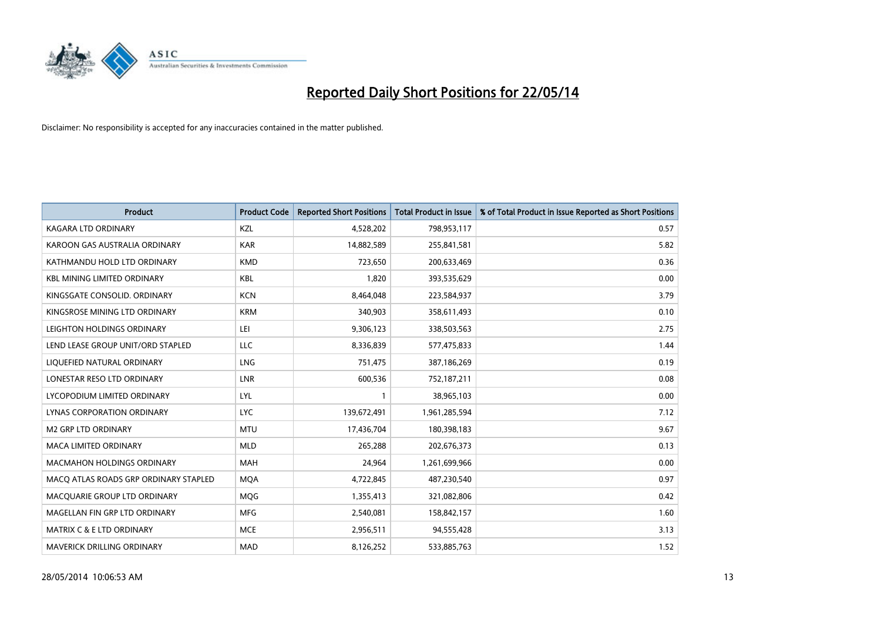# Reported Daily Short Positions for 22/05/14

Disclaimer: No responsibility is accepted for any inaccuracies contained in the matter published.

| Product | Product Code | Reported Short Positions | Total Product in Issue | % of Total Product in Issue Reported as Short Positions |
|---|---|---|---|---|
| KAGARA LTD ORDINARY | KZL | 4,528,202 | 798,953,117 | 0.57 |
| KAROON GAS AUSTRALIA ORDINARY | KAR | 14,882,589 | 255,841,581 | 5.82 |
| KATHMANDU HOLD LTD ORDINARY | KMD | 723,650 | 200,633,469 | 0.36 |
| KBL MINING LIMITED ORDINARY | KBL | 1,820 | 393,535,629 | 0.00 |
| KINGSGATE CONSOLID. ORDINARY | KCN | 8,464,048 | 223,584,937 | 3.79 |
| KINGSROSE MINING LTD ORDINARY | KRM | 340,903 | 358,611,493 | 0.10 |
| LEIGHTON HOLDINGS ORDINARY | LEI | 9,306,123 | 338,503,563 | 2.75 |
| LEND LEASE GROUP UNIT/ORD STAPLED | LLC | 8,336,839 | 577,475,833 | 1.44 |
| LIQUEFIED NATURAL ORDINARY | LNG | 751,475 | 387,186,269 | 0.19 |
| LONESTAR RESO LTD ORDINARY | LNR | 600,536 | 752,187,211 | 0.08 |
| LYCOPODIUM LIMITED ORDINARY | LYL | 1 | 38,965,103 | 0.00 |
| LYNAS CORPORATION ORDINARY | LYC | 139,672,491 | 1,961,285,594 | 7.12 |
| M2 GRP LTD ORDINARY | MTU | 17,436,704 | 180,398,183 | 9.67 |
| MACA LIMITED ORDINARY | MLD | 265,288 | 202,676,373 | 0.13 |
| MACMAHON HOLDINGS ORDINARY | MAH | 24,964 | 1,261,699,966 | 0.00 |
| MACQ ATLAS ROADS GRP ORDINARY STAPLED | MQA | 4,722,845 | 487,230,540 | 0.97 |
| MACQUARIE GROUP LTD ORDINARY | MQG | 1,355,413 | 321,082,806 | 0.42 |
| MAGELLAN FIN GRP LTD ORDINARY | MFG | 2,540,081 | 158,842,157 | 1.60 |
| MATRIX C & E LTD ORDINARY | MCE | 2,956,511 | 94,555,428 | 3.13 |
| MAVERICK DRILLING ORDINARY | MAD | 8,126,252 | 533,885,763 | 1.52 |

28/05/2014 10:06:53 AM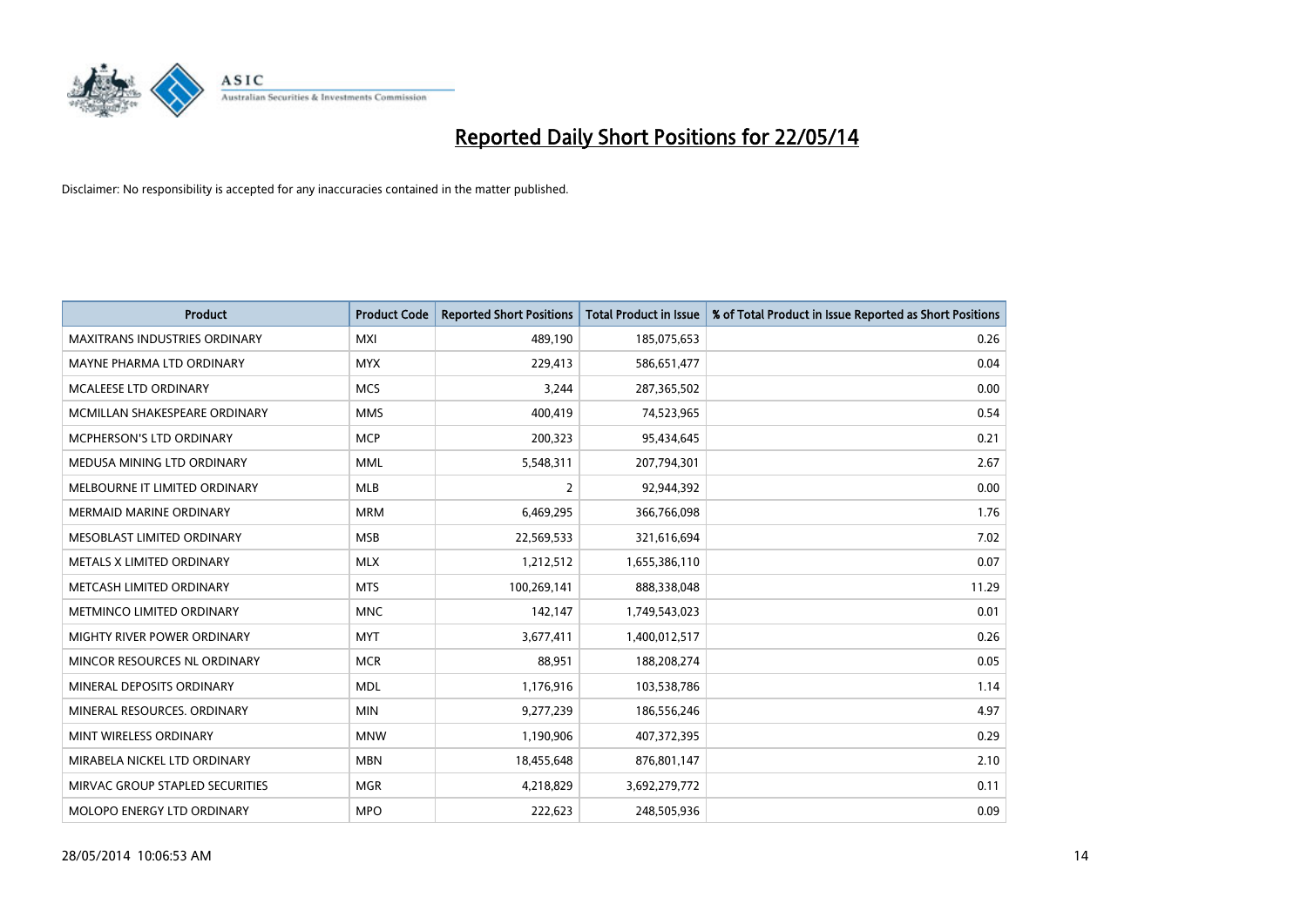# Reported Daily Short Positions for 22/05/14

Disclaimer: No responsibility is accepted for any inaccuracies contained in the matter published.

| Product | Product Code | Reported Short Positions | Total Product in Issue | % of Total Product in Issue Reported as Short Positions |
|---|---|---|---|---|
| MAXITRANS INDUSTRIES ORDINARY | MXI | 489,190 | 185,075,653 | 0.26 |
| MAYNE PHARMA LTD ORDINARY | MYX | 229,413 | 586,651,477 | 0.04 |
| MCALEESE LTD ORDINARY | MCS | 3,244 | 287,365,502 | 0.00 |
| MCMILLAN SHAKESPEARE ORDINARY | MMS | 400,419 | 74,523,965 | 0.54 |
| MCPHERSON'S LTD ORDINARY | MCP | 200,323 | 95,434,645 | 0.21 |
| MEDUSA MINING LTD ORDINARY | MML | 5,548,311 | 207,794,301 | 2.67 |
| MELBOURNE IT LIMITED ORDINARY | MLB | 2 | 92,944,392 | 0.00 |
| MERMAID MARINE ORDINARY | MRM | 6,469,295 | 366,766,098 | 1.76 |
| MESOBLAST LIMITED ORDINARY | MSB | 22,569,533 | 321,616,694 | 7.02 |
| METALS X LIMITED ORDINARY | MLX | 1,212,512 | 1,655,386,110 | 0.07 |
| METCASH LIMITED ORDINARY | MTS | 100,269,141 | 888,338,048 | 11.29 |
| METMINCO LIMITED ORDINARY | MNC | 142,147 | 1,749,543,023 | 0.01 |
| MIGHTY RIVER POWER ORDINARY | MYT | 3,677,411 | 1,400,012,517 | 0.26 |
| MINCOR RESOURCES NL ORDINARY | MCR | 88,951 | 188,208,274 | 0.05 |
| MINERAL DEPOSITS ORDINARY | MDL | 1,176,916 | 103,538,786 | 1.14 |
| MINERAL RESOURCES. ORDINARY | MIN | 9,277,239 | 186,556,246 | 4.97 |
| MINT WIRELESS ORDINARY | MNW | 1,190,906 | 407,372,395 | 0.29 |
| MIRABELA NICKEL LTD ORDINARY | MBN | 18,455,648 | 876,801,147 | 2.10 |
| MIRVAC GROUP STAPLED SECURITIES | MGR | 4,218,829 | 3,692,279,772 | 0.11 |
| MOLOPO ENERGY LTD ORDINARY | MPO | 222,623 | 248,505,936 | 0.09 |

28/05/2014 10:06:53 AM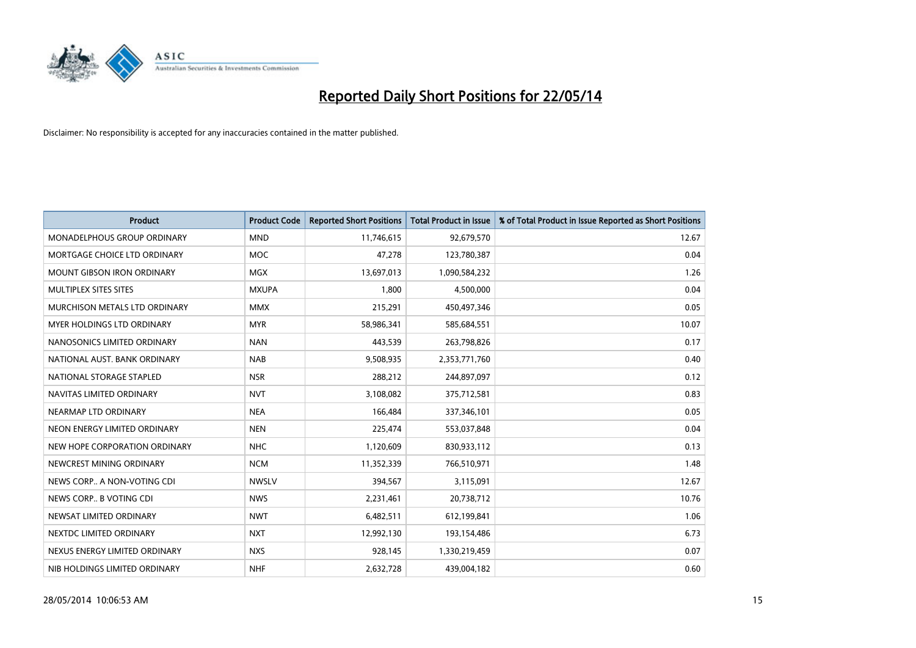# Reported Daily Short Positions for 22/05/14

Disclaimer: No responsibility is accepted for any inaccuracies contained in the matter published.

| Product | Product Code | Reported Short Positions | Total Product in Issue | % of Total Product in Issue Reported as Short Positions |
| --- | --- | --- | --- | --- |
| MONADELPHOUS GROUP ORDINARY | MND | 11,746,615 | 92,679,570 | 12.67 |
| MORTGAGE CHOICE LTD ORDINARY | MOC | 47,278 | 123,780,387 | 0.04 |
| MOUNT GIBSON IRON ORDINARY | MGX | 13,697,013 | 1,090,584,232 | 1.26 |
| MULTIPLEX SITES SITES | MXUPA | 1,800 | 4,500,000 | 0.04 |
| MURCHISON METALS LTD ORDINARY | MMX | 215,291 | 450,497,346 | 0.05 |
| MYER HOLDINGS LTD ORDINARY | MYR | 58,986,341 | 585,684,551 | 10.07 |
| NANOSONICS LIMITED ORDINARY | NAN | 443,539 | 263,798,826 | 0.17 |
| NATIONAL AUST. BANK ORDINARY | NAB | 9,508,935 | 2,353,771,760 | 0.40 |
| NATIONAL STORAGE STAPLED | NSR | 288,212 | 244,897,097 | 0.12 |
| NAVITAS LIMITED ORDINARY | NVT | 3,108,082 | 375,712,581 | 0.83 |
| NEARMAP LTD ORDINARY | NEA | 166,484 | 337,346,101 | 0.05 |
| NEON ENERGY LIMITED ORDINARY | NEN | 225,474 | 553,037,848 | 0.04 |
| NEW HOPE CORPORATION ORDINARY | NHC | 1,120,609 | 830,933,112 | 0.13 |
| NEWCREST MINING ORDINARY | NCM | 11,352,339 | 766,510,971 | 1.48 |
| NEWS CORP.. A NON-VOTING CDI | NWSLV | 394,567 | 3,115,091 | 12.67 |
| NEWS CORP.. B VOTING CDI | NWS | 2,231,461 | 20,738,712 | 10.76 |
| NEWSAT LIMITED ORDINARY | NWT | 6,482,511 | 612,199,841 | 1.06 |
| NEXTDC LIMITED ORDINARY | NXT | 12,992,130 | 193,154,486 | 6.73 |
| NEXUS ENERGY LIMITED ORDINARY | NXS | 928,145 | 1,330,219,459 | 0.07 |
| NIB HOLDINGS LIMITED ORDINARY | NHF | 2,632,728 | 439,004,182 | 0.60 |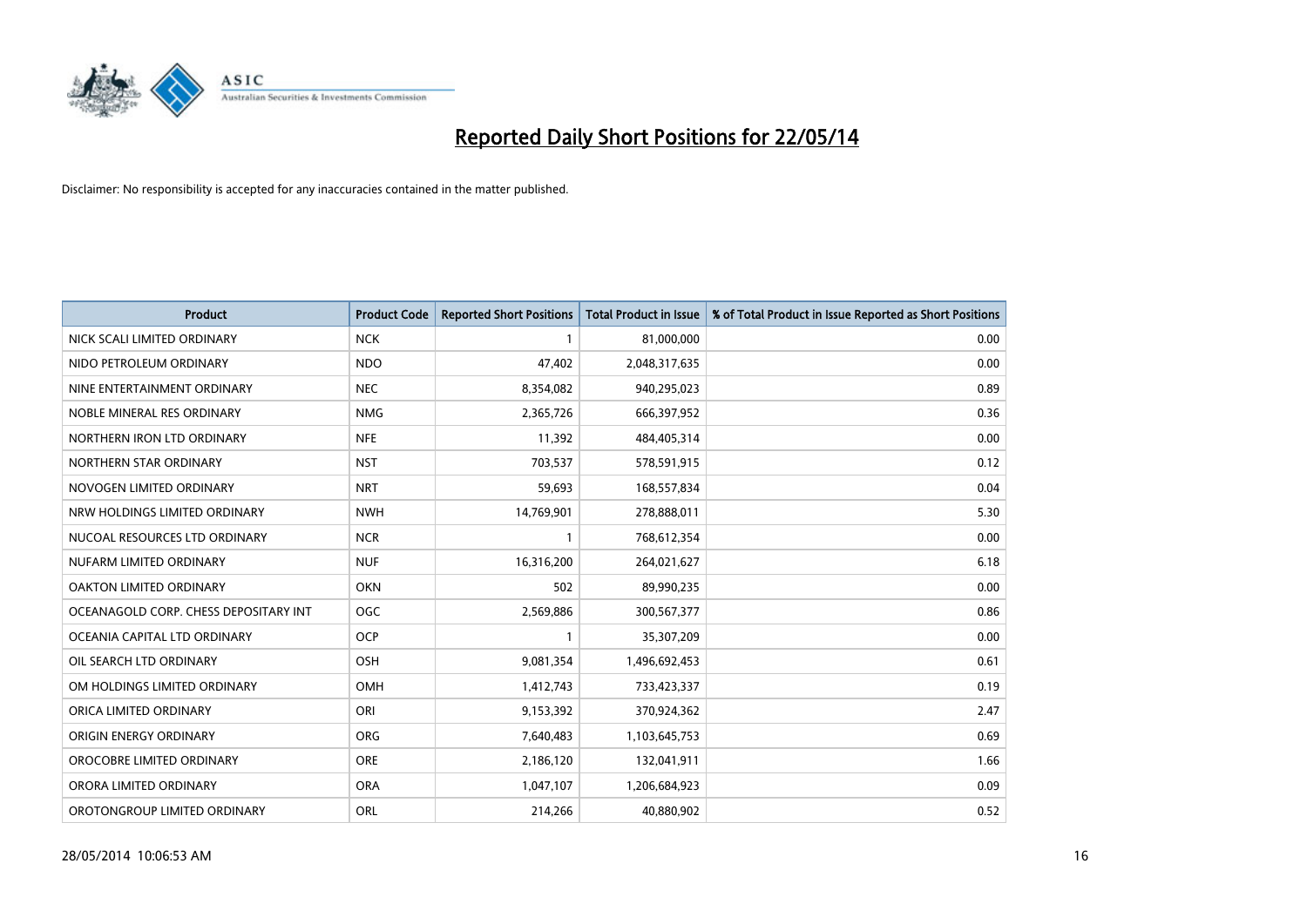# Reported Daily Short Positions for 22/05/14

Disclaimer: No responsibility is accepted for any inaccuracies contained in the matter published.

| Product | Product Code | Reported Short Positions | Total Product in Issue | % of Total Product in Issue Reported as Short Positions |
|---|---|---|---|---|
| NICK SCALI LIMITED ORDINARY | NCK | 1 | 81,000,000 | 0.00 |
| NIDO PETROLEUM ORDINARY | NDO | 47,402 | 2,048,317,635 | 0.00 |
| NINE ENTERTAINMENT ORDINARY | NEC | 8,354,082 | 940,295,023 | 0.89 |
| NOBLE MINERAL RES ORDINARY | NMG | 2,365,726 | 666,397,952 | 0.36 |
| NORTHERN IRON LTD ORDINARY | NFE | 11,392 | 484,405,314 | 0.00 |
| NORTHERN STAR ORDINARY | NST | 703,537 | 578,591,915 | 0.12 |
| NOVOGEN LIMITED ORDINARY | NRT | 59,693 | 168,557,834 | 0.04 |
| NRW HOLDINGS LIMITED ORDINARY | NWH | 14,769,901 | 278,888,011 | 5.30 |
| NUCOAL RESOURCES LTD ORDINARY | NCR | 1 | 768,612,354 | 0.00 |
| NUFARM LIMITED ORDINARY | NUF | 16,316,200 | 264,021,627 | 6.18 |
| OAKTON LIMITED ORDINARY | OKN | 502 | 89,990,235 | 0.00 |
| OCEANAGOLD CORP. CHESS DEPOSITARY INT | OGC | 2,569,886 | 300,567,377 | 0.86 |
| OCEANIA CAPITAL LTD ORDINARY | OCP | 1 | 35,307,209 | 0.00 |
| OIL SEARCH LTD ORDINARY | OSH | 9,081,354 | 1,496,692,453 | 0.61 |
| OM HOLDINGS LIMITED ORDINARY | OMH | 1,412,743 | 733,423,337 | 0.19 |
| ORICA LIMITED ORDINARY | ORI | 9,153,392 | 370,924,362 | 2.47 |
| ORIGIN ENERGY ORDINARY | ORG | 7,640,483 | 1,103,645,753 | 0.69 |
| OROCOBRE LIMITED ORDINARY | ORE | 2,186,120 | 132,041,911 | 1.66 |
| ORORA LIMITED ORDINARY | ORA | 1,047,107 | 1,206,684,923 | 0.09 |
| OROTONGROUP LIMITED ORDINARY | ORL | 214,266 | 40,880,902 | 0.52 |

28/05/2014 10:06:53 AM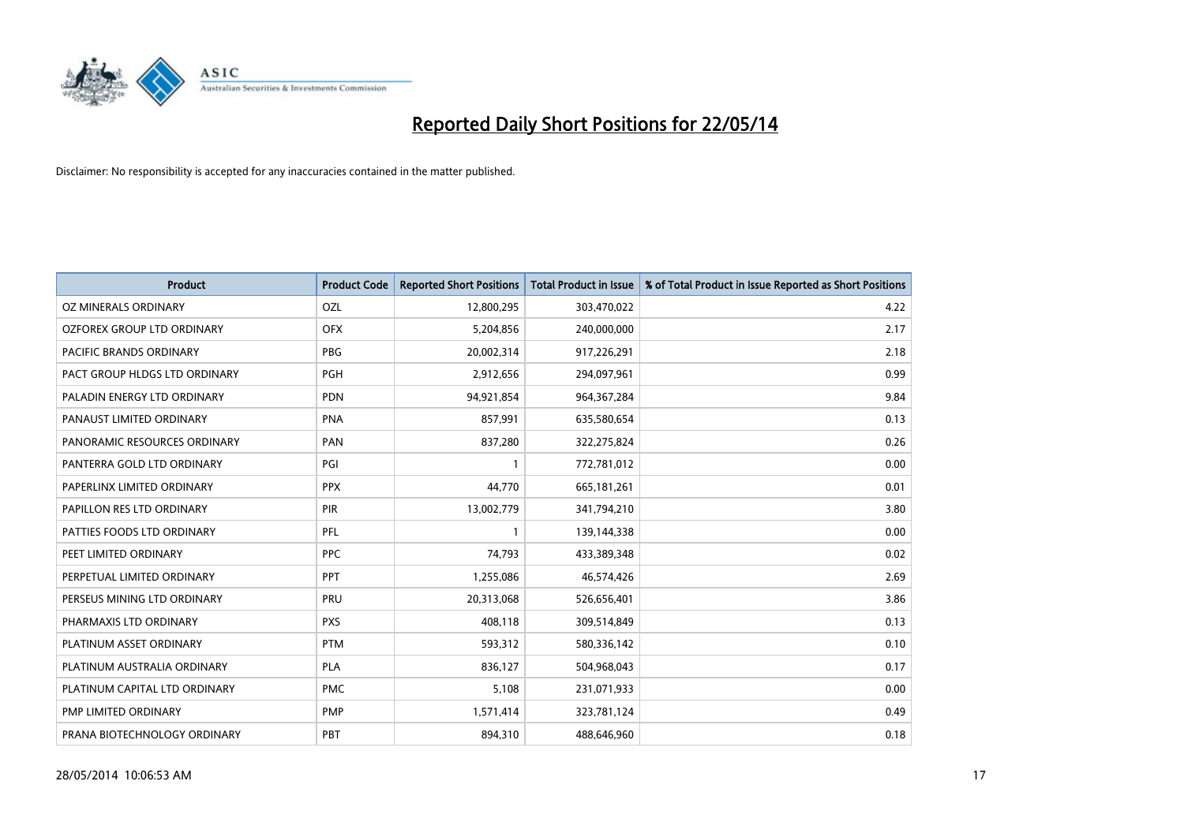# Reported Daily Short Positions for 22/05/14

Disclaimer: No responsibility is accepted for any inaccuracies contained in the matter published.

| Product | Product Code | Reported Short Positions | Total Product in Issue | % of Total Product in Issue Reported as Short Positions |
|---|---|---|---|---|
| OZ MINERALS ORDINARY | OZL | 12,800,295 | 303,470,022 | 4.22 |
| OZFOREX GROUP LTD ORDINARY | OFX | 5,204,856 | 240,000,000 | 2.17 |
| PACIFIC BRANDS ORDINARY | PBG | 20,002,314 | 917,226,291 | 2.18 |
| PACT GROUP HLDGS LTD ORDINARY | PGH | 2,912,656 | 294,097,961 | 0.99 |
| PALADIN ENERGY LTD ORDINARY | PDN | 94,921,854 | 964,367,284 | 9.84 |
| PANAUST LIMITED ORDINARY | PNA | 857,991 | 635,580,654 | 0.13 |
| PANORAMIC RESOURCES ORDINARY | PAN | 837,280 | 322,275,824 | 0.26 |
| PANTERRA GOLD LTD ORDINARY | PGI | 1 | 772,781,012 | 0.00 |
| PAPERLINX LIMITED ORDINARY | PPX | 44,770 | 665,181,261 | 0.01 |
| PAPILLON RES LTD ORDINARY | PIR | 13,002,779 | 341,794,210 | 3.80 |
| PATTIES FOODS LTD ORDINARY | PFL | 1 | 139,144,338 | 0.00 |
| PEET LIMITED ORDINARY | PPC | 74,793 | 433,389,348 | 0.02 |
| PERPETUAL LIMITED ORDINARY | PPT | 1,255,086 | 46,574,426 | 2.69 |
| PERSEUS MINING LTD ORDINARY | PRU | 20,313,068 | 526,656,401 | 3.86 |
| PHARMAXIS LTD ORDINARY | PXS | 408,118 | 309,514,849 | 0.13 |
| PLATINUM ASSET ORDINARY | PTM | 593,312 | 580,336,142 | 0.10 |
| PLATINUM AUSTRALIA ORDINARY | PLA | 836,127 | 504,968,043 | 0.17 |
| PLATINUM CAPITAL LTD ORDINARY | PMC | 5,108 | 231,071,933 | 0.00 |
| PMP LIMITED ORDINARY | PMP | 1,571,414 | 323,781,124 | 0.49 |
| PRANA BIOTECHNOLOGY ORDINARY | PBT | 894,310 | 488,646,960 | 0.18 |

28/05/2014 10:06:53 AM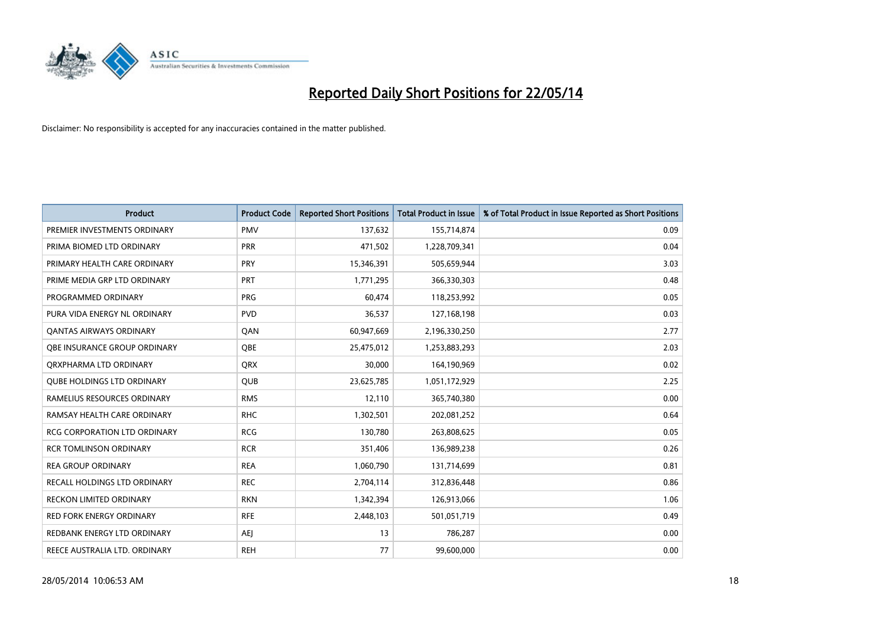# Reported Daily Short Positions for 22/05/14

Disclaimer: No responsibility is accepted for any inaccuracies contained in the matter published.

| Product | Product Code | Reported Short Positions | Total Product in Issue | % of Total Product in Issue Reported as Short Positions |
| --- | --- | --- | --- | --- |
| PREMIER INVESTMENTS ORDINARY | PMV | 137,632 | 155,714,874 | 0.09 |
| PRIMA BIOMED LTD ORDINARY | PRR | 471,502 | 1,228,709,341 | 0.04 |
| PRIMARY HEALTH CARE ORDINARY | PRY | 15,346,391 | 505,659,944 | 3.03 |
| PRIME MEDIA GRP LTD ORDINARY | PRT | 1,771,295 | 366,330,303 | 0.48 |
| PROGRAMMED ORDINARY | PRG | 60,474 | 118,253,992 | 0.05 |
| PURA VIDA ENERGY NL ORDINARY | PVD | 36,537 | 127,168,198 | 0.03 |
| QANTAS AIRWAYS ORDINARY | QAN | 60,947,669 | 2,196,330,250 | 2.77 |
| QBE INSURANCE GROUP ORDINARY | QBE | 25,475,012 | 1,253,883,293 | 2.03 |
| QRXPHARMA LTD ORDINARY | QRX | 30,000 | 164,190,969 | 0.02 |
| QUBE HOLDINGS LTD ORDINARY | QUB | 23,625,785 | 1,051,172,929 | 2.25 |
| RAMELIUS RESOURCES ORDINARY | RMS | 12,110 | 365,740,380 | 0.00 |
| RAMSAY HEALTH CARE ORDINARY | RHC | 1,302,501 | 202,081,252 | 0.64 |
| RCG CORPORATION LTD ORDINARY | RCG | 130,780 | 263,808,625 | 0.05 |
| RCR TOMLINSON ORDINARY | RCR | 351,406 | 136,989,238 | 0.26 |
| REA GROUP ORDINARY | REA | 1,060,790 | 131,714,699 | 0.81 |
| RECALL HOLDINGS LTD ORDINARY | REC | 2,704,114 | 312,836,448 | 0.86 |
| RECKON LIMITED ORDINARY | RKN | 1,342,394 | 126,913,066 | 1.06 |
| RED FORK ENERGY ORDINARY | RFE | 2,448,103 | 501,051,719 | 0.49 |
| REDBANK ENERGY LTD ORDINARY | AEJ | 13 | 786,287 | 0.00 |
| REECE AUSTRALIA LTD. ORDINARY | REH | 77 | 99,600,000 | 0.00 |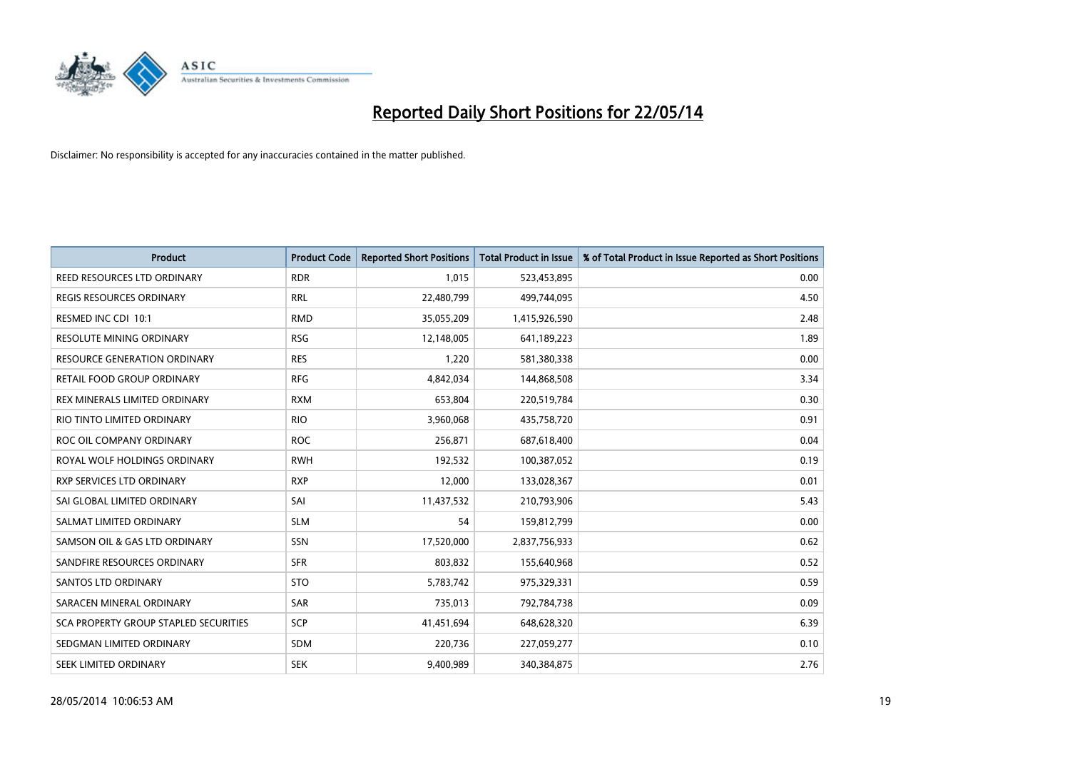# Reported Daily Short Positions for 22/05/14

Disclaimer: No responsibility is accepted for any inaccuracies contained in the matter published.

| Product | Product Code | Reported Short Positions | Total Product in Issue | % of Total Product in Issue Reported as Short Positions |
| --- | --- | --- | --- | --- |
| REED RESOURCES LTD ORDINARY | RDR | 1,015 | 523,453,895 | 0.00 |
| REGIS RESOURCES ORDINARY | RRL | 22,480,799 | 499,744,095 | 4.50 |
| RESMED INC CDI 10:1 | RMD | 35,055,209 | 1,415,926,590 | 2.48 |
| RESOLUTE MINING ORDINARY | RSG | 12,148,005 | 641,189,223 | 1.89 |
| RESOURCE GENERATION ORDINARY | RES | 1,220 | 581,380,338 | 0.00 |
| RETAIL FOOD GROUP ORDINARY | RFG | 4,842,034 | 144,868,508 | 3.34 |
| REX MINERALS LIMITED ORDINARY | RXM | 653,804 | 220,519,784 | 0.30 |
| RIO TINTO LIMITED ORDINARY | RIO | 3,960,068 | 435,758,720 | 0.91 |
| ROC OIL COMPANY ORDINARY | ROC | 256,871 | 687,618,400 | 0.04 |
| ROYAL WOLF HOLDINGS ORDINARY | RWH | 192,532 | 100,387,052 | 0.19 |
| RXP SERVICES LTD ORDINARY | RXP | 12,000 | 133,028,367 | 0.01 |
| SAI GLOBAL LIMITED ORDINARY | SAI | 11,437,532 | 210,793,906 | 5.43 |
| SALMAT LIMITED ORDINARY | SLM | 54 | 159,812,799 | 0.00 |
| SAMSON OIL & GAS LTD ORDINARY | SSN | 17,520,000 | 2,837,756,933 | 0.62 |
| SANDFIRE RESOURCES ORDINARY | SFR | 803,832 | 155,640,968 | 0.52 |
| SANTOS LTD ORDINARY | STO | 5,783,742 | 975,329,331 | 0.59 |
| SARACEN MINERAL ORDINARY | SAR | 735,013 | 792,784,738 | 0.09 |
| SCA PROPERTY GROUP STAPLED SECURITIES | SCP | 41,451,694 | 648,628,320 | 6.39 |
| SEDGMAN LIMITED ORDINARY | SDM | 220,736 | 227,059,277 | 0.10 |
| SEEK LIMITED ORDINARY | SEK | 9,400,989 | 340,384,875 | 2.76 |

28/05/2014 10:06:53 AM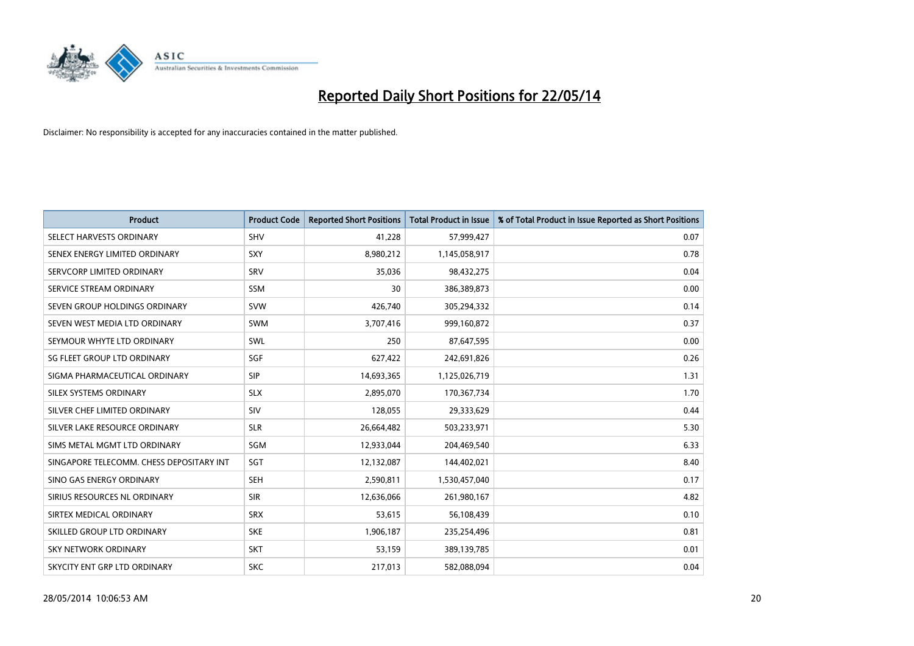# Reported Daily Short Positions for 22/05/14

Disclaimer: No responsibility is accepted for any inaccuracies contained in the matter published.

| Product | Product Code | Reported Short Positions | Total Product in Issue | % of Total Product in Issue Reported as Short Positions |
|---|---|---|---|---|
| SELECT HARVESTS ORDINARY | SHV | 41,228 | 57,999,427 | 0.07 |
| SENEX ENERGY LIMITED ORDINARY | SXY | 8,980,212 | 1,145,058,917 | 0.78 |
| SERVCORP LIMITED ORDINARY | SRV | 35,036 | 98,432,275 | 0.04 |
| SERVICE STREAM ORDINARY | SSM | 30 | 386,389,873 | 0.00 |
| SEVEN GROUP HOLDINGS ORDINARY | SVW | 426,740 | 305,294,332 | 0.14 |
| SEVEN WEST MEDIA LTD ORDINARY | SWM | 3,707,416 | 999,160,872 | 0.37 |
| SEYMOUR WHYTE LTD ORDINARY | SWL | 250 | 87,647,595 | 0.00 |
| SG FLEET GROUP LTD ORDINARY | SGF | 627,422 | 242,691,826 | 0.26 |
| SIGMA PHARMACEUTICAL ORDINARY | SIP | 14,693,365 | 1,125,026,719 | 1.31 |
| SILEX SYSTEMS ORDINARY | SLX | 2,895,070 | 170,367,734 | 1.70 |
| SILVER CHEF LIMITED ORDINARY | SIV | 128,055 | 29,333,629 | 0.44 |
| SILVER LAKE RESOURCE ORDINARY | SLR | 26,664,482 | 503,233,971 | 5.30 |
| SIMS METAL MGMT LTD ORDINARY | SGM | 12,933,044 | 204,469,540 | 6.33 |
| SINGAPORE TELECOMM. CHESS DEPOSITARY INT | SGT | 12,132,087 | 144,402,021 | 8.40 |
| SINO GAS ENERGY ORDINARY | SEH | 2,590,811 | 1,530,457,040 | 0.17 |
| SIRIUS RESOURCES NL ORDINARY | SIR | 12,636,066 | 261,980,167 | 4.82 |
| SIRTEX MEDICAL ORDINARY | SRX | 53,615 | 56,108,439 | 0.10 |
| SKILLED GROUP LTD ORDINARY | SKE | 1,906,187 | 235,254,496 | 0.81 |
| SKY NETWORK ORDINARY | SKT | 53,159 | 389,139,785 | 0.01 |
| SKYCITY ENT GRP LTD ORDINARY | SKC | 217,013 | 582,088,094 | 0.04 |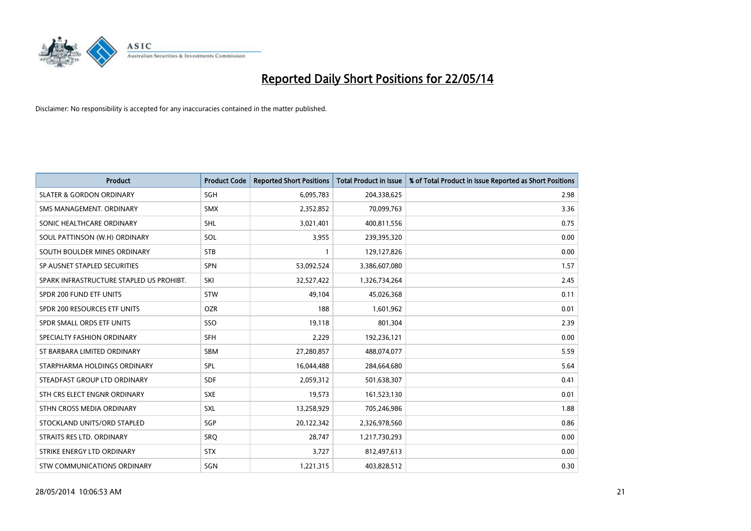# Reported Daily Short Positions for 22/05/14

Disclaimer: No responsibility is accepted for any inaccuracies contained in the matter published.

| Product | Product Code | Reported Short Positions | Total Product in Issue | % of Total Product in Issue Reported as Short Positions |
|---|---|---|---|---|
| SLATER & GORDON ORDINARY | SGH | 6,095,783 | 204,338,625 | 2.98 |
| SMS MANAGEMENT. ORDINARY | SMX | 2,352,852 | 70,099,763 | 3.36 |
| SONIC HEALTHCARE ORDINARY | SHL | 3,021,401 | 400,811,556 | 0.75 |
| SOUL PATTINSON (W.H) ORDINARY | SOL | 3,955 | 239,395,320 | 0.00 |
| SOUTH BOULDER MINES ORDINARY | STB | 1 | 129,127,826 | 0.00 |
| SP AUSNET STAPLED SECURITIES | SPN | 53,092,524 | 3,386,607,080 | 1.57 |
| SPARK INFRASTRUCTURE STAPLED US PROHIBT. | SKI | 32,527,422 | 1,326,734,264 | 2.45 |
| SPDR 200 FUND ETF UNITS | STW | 49,104 | 45,026,368 | 0.11 |
| SPDR 200 RESOURCES ETF UNITS | OZR | 188 | 1,601,962 | 0.01 |
| SPDR SMALL ORDS ETF UNITS | SSO | 19,118 | 801,304 | 2.39 |
| SPECIALTY FASHION ORDINARY | SFH | 2,229 | 192,236,121 | 0.00 |
| ST BARBARA LIMITED ORDINARY | SBM | 27,280,857 | 488,074,077 | 5.59 |
| STARPHARMA HOLDINGS ORDINARY | SPL | 16,044,488 | 284,664,680 | 5.64 |
| STEADFAST GROUP LTD ORDINARY | SDF | 2,059,312 | 501,638,307 | 0.41 |
| STH CRS ELECT ENGNR ORDINARY | SXE | 19,573 | 161,523,130 | 0.01 |
| STHN CROSS MEDIA ORDINARY | SXL | 13,258,929 | 705,246,986 | 1.88 |
| STOCKLAND UNITS/ORD STAPLED | SGP | 20,122,342 | 2,326,978,560 | 0.86 |
| STRAITS RES LTD. ORDINARY | SRQ | 28,747 | 1,217,730,293 | 0.00 |
| STRIKE ENERGY LTD ORDINARY | STX | 3,727 | 812,497,613 | 0.00 |
| STW COMMUNICATIONS ORDINARY | SGN | 1,221,315 | 403,828,512 | 0.30 |

28/05/2014 10:06:53 AM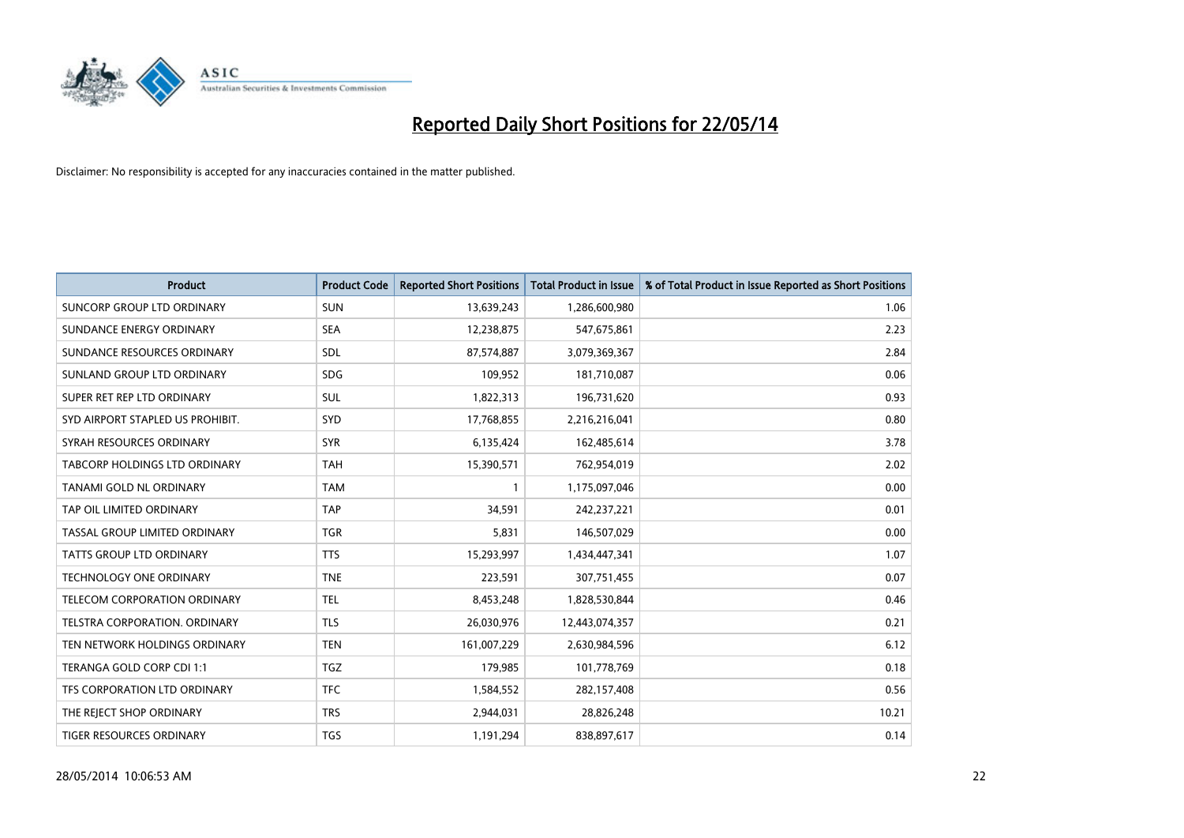# Reported Daily Short Positions for 22/05/14

Disclaimer: No responsibility is accepted for any inaccuracies contained in the matter published.

| Product | Product Code | Reported Short Positions | Total Product in Issue | % of Total Product in Issue Reported as Short Positions |
|---|---|---|---|---|
| SUNCORP GROUP LTD ORDINARY | SUN | 13,639,243 | 1,286,600,980 | 1.06 |
| SUNDANCE ENERGY ORDINARY | SEA | 12,238,875 | 547,675,861 | 2.23 |
| SUNDANCE RESOURCES ORDINARY | SDL | 87,574,887 | 3,079,369,367 | 2.84 |
| SUNLAND GROUP LTD ORDINARY | SDG | 109,952 | 181,710,087 | 0.06 |
| SUPER RET REP LTD ORDINARY | SUL | 1,822,313 | 196,731,620 | 0.93 |
| SYD AIRPORT STAPLED US PROHIBIT. | SYD | 17,768,855 | 2,216,216,041 | 0.80 |
| SYRAH RESOURCES ORDINARY | SYR | 6,135,424 | 162,485,614 | 3.78 |
| TABCORP HOLDINGS LTD ORDINARY | TAH | 15,390,571 | 762,954,019 | 2.02 |
| TANAMI GOLD NL ORDINARY | TAM | 1 | 1,175,097,046 | 0.00 |
| TAP OIL LIMITED ORDINARY | TAP | 34,591 | 242,237,221 | 0.01 |
| TASSAL GROUP LIMITED ORDINARY | TGR | 5,831 | 146,507,029 | 0.00 |
| TATTS GROUP LTD ORDINARY | TTS | 15,293,997 | 1,434,447,341 | 1.07 |
| TECHNOLOGY ONE ORDINARY | TNE | 223,591 | 307,751,455 | 0.07 |
| TELECOM CORPORATION ORDINARY | TEL | 8,453,248 | 1,828,530,844 | 0.46 |
| TELSTRA CORPORATION. ORDINARY | TLS | 26,030,976 | 12,443,074,357 | 0.21 |
| TEN NETWORK HOLDINGS ORDINARY | TEN | 161,007,229 | 2,630,984,596 | 6.12 |
| TERANGA GOLD CORP CDI 1:1 | TGZ | 179,985 | 101,778,769 | 0.18 |
| TFS CORPORATION LTD ORDINARY | TFC | 1,584,552 | 282,157,408 | 0.56 |
| THE REJECT SHOP ORDINARY | TRS | 2,944,031 | 28,826,248 | 10.21 |
| TIGER RESOURCES ORDINARY | TGS | 1,191,294 | 838,897,617 | 0.14 |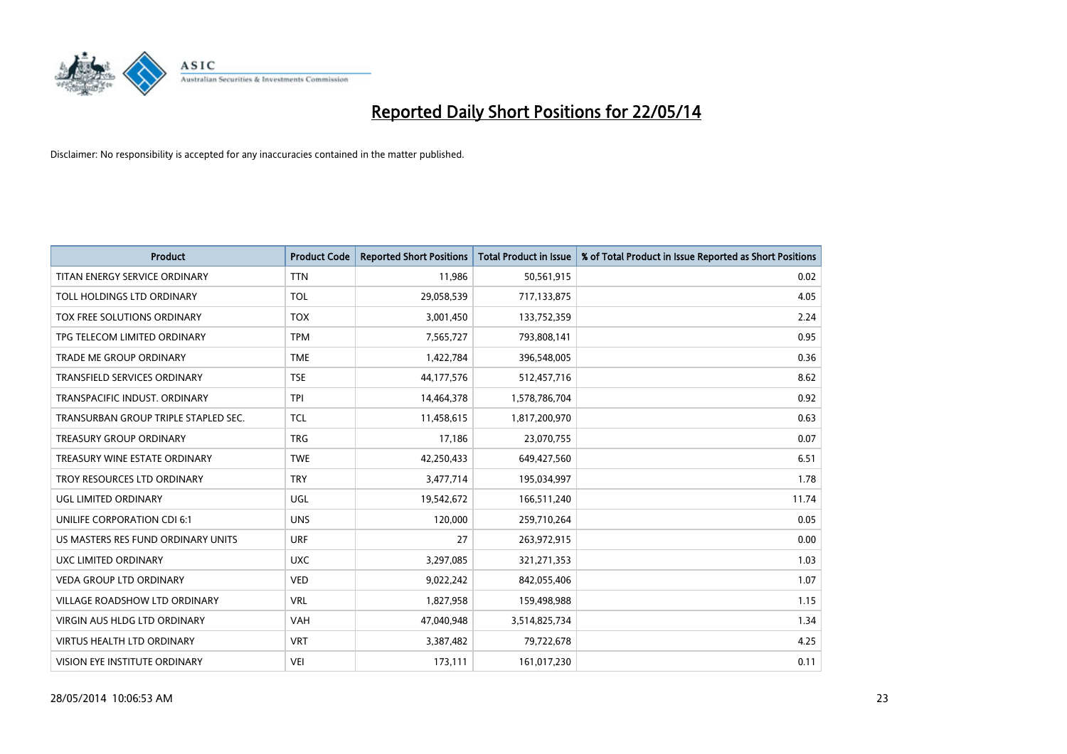# Reported Daily Short Positions for 22/05/14

Disclaimer: No responsibility is accepted for any inaccuracies contained in the matter published.

| Product | Product Code | Reported Short Positions | Total Product in Issue | % of Total Product in Issue Reported as Short Positions |
|---|---|---|---|---|
| TITAN ENERGY SERVICE ORDINARY | TTN | 11,986 | 50,561,915 | 0.02 |
| TOLL HOLDINGS LTD ORDINARY | TOL | 29,058,539 | 717,133,875 | 4.05 |
| TOX FREE SOLUTIONS ORDINARY | TOX | 3,001,450 | 133,752,359 | 2.24 |
| TPG TELECOM LIMITED ORDINARY | TPM | 7,565,727 | 793,808,141 | 0.95 |
| TRADE ME GROUP ORDINARY | TME | 1,422,784 | 396,548,005 | 0.36 |
| TRANSFIELD SERVICES ORDINARY | TSE | 44,177,576 | 512,457,716 | 8.62 |
| TRANSPACIFIC INDUST. ORDINARY | TPI | 14,464,378 | 1,578,786,704 | 0.92 |
| TRANSURBAN GROUP TRIPLE STAPLED SEC. | TCL | 11,458,615 | 1,817,200,970 | 0.63 |
| TREASURY GROUP ORDINARY | TRG | 17,186 | 23,070,755 | 0.07 |
| TREASURY WINE ESTATE ORDINARY | TWE | 42,250,433 | 649,427,560 | 6.51 |
| TROY RESOURCES LTD ORDINARY | TRY | 3,477,714 | 195,034,997 | 1.78 |
| UGL LIMITED ORDINARY | UGL | 19,542,672 | 166,511,240 | 11.74 |
| UNILIFE CORPORATION CDI 6:1 | UNS | 120,000 | 259,710,264 | 0.05 |
| US MASTERS RES FUND ORDINARY UNITS | URF | 27 | 263,972,915 | 0.00 |
| UXC LIMITED ORDINARY | UXC | 3,297,085 | 321,271,353 | 1.03 |
| VEDA GROUP LTD ORDINARY | VED | 9,022,242 | 842,055,406 | 1.07 |
| VILLAGE ROADSHOW LTD ORDINARY | VRL | 1,827,958 | 159,498,988 | 1.15 |
| VIRGIN AUS HLDG LTD ORDINARY | VAH | 47,040,948 | 3,514,825,734 | 1.34 |
| VIRTUS HEALTH LTD ORDINARY | VRT | 3,387,482 | 79,722,678 | 4.25 |
| VISION EYE INSTITUTE ORDINARY | VEI | 173,111 | 161,017,230 | 0.11 |

28/05/2014 10:06:53 AM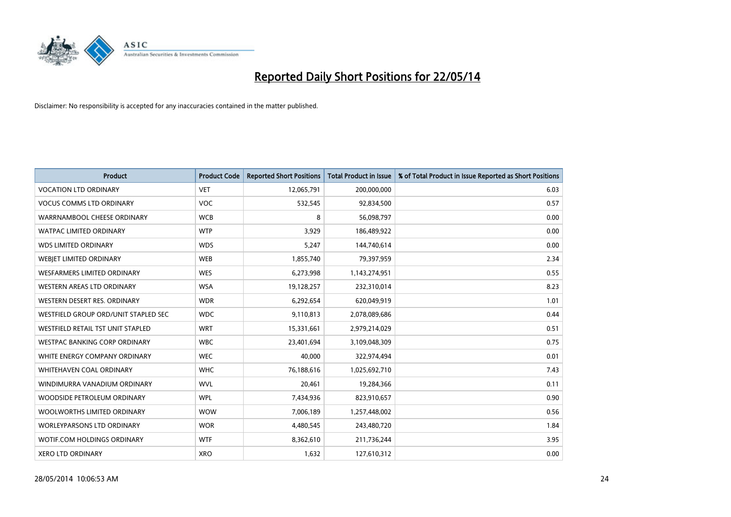# Reported Daily Short Positions for 22/05/14

Disclaimer: No responsibility is accepted for any inaccuracies contained in the matter published.

| Product | Product Code | Reported Short Positions | Total Product in Issue | % of Total Product in Issue Reported as Short Positions |
|---|---|---|---|---|
| VOCATION LTD ORDINARY | VET | 12,065,791 | 200,000,000 | 6.03 |
| VOCUS COMMS LTD ORDINARY | VOC | 532,545 | 92,834,500 | 0.57 |
| WARRNAMBOOL CHEESE ORDINARY | WCB | 8 | 56,098,797 | 0.00 |
| WATPAC LIMITED ORDINARY | WTP | 3,929 | 186,489,922 | 0.00 |
| WDS LIMITED ORDINARY | WDS | 5,247 | 144,740,614 | 0.00 |
| WEBJET LIMITED ORDINARY | WEB | 1,855,740 | 79,397,959 | 2.34 |
| WESFARMERS LIMITED ORDINARY | WES | 6,273,998 | 1,143,274,951 | 0.55 |
| WESTERN AREAS LTD ORDINARY | WSA | 19,128,257 | 232,310,014 | 8.23 |
| WESTERN DESERT RES. ORDINARY | WDR | 6,292,654 | 620,049,919 | 1.01 |
| WESTFIELD GROUP ORD/UNIT STAPLED SEC | WDC | 9,110,813 | 2,078,089,686 | 0.44 |
| WESTFIELD RETAIL TST UNIT STAPLED | WRT | 15,331,661 | 2,979,214,029 | 0.51 |
| WESTPAC BANKING CORP ORDINARY | WBC | 23,401,694 | 3,109,048,309 | 0.75 |
| WHITE ENERGY COMPANY ORDINARY | WEC | 40,000 | 322,974,494 | 0.01 |
| WHITEHAVEN COAL ORDINARY | WHC | 76,188,616 | 1,025,692,710 | 7.43 |
| WINDIMURRA VANADIUM ORDINARY | WVL | 20,461 | 19,284,366 | 0.11 |
| WOODSIDE PETROLEUM ORDINARY | WPL | 7,434,936 | 823,910,657 | 0.90 |
| WOOLWORTHS LIMITED ORDINARY | WOW | 7,006,189 | 1,257,448,002 | 0.56 |
| WORLEYPARSONS LTD ORDINARY | WOR | 4,480,545 | 243,480,720 | 1.84 |
| WOTIF.COM HOLDINGS ORDINARY | WTF | 8,362,610 | 211,736,244 | 3.95 |
| XERO LTD ORDINARY | XRO | 1,632 | 127,610,312 | 0.00 |

28/05/2014 10:06:53 AM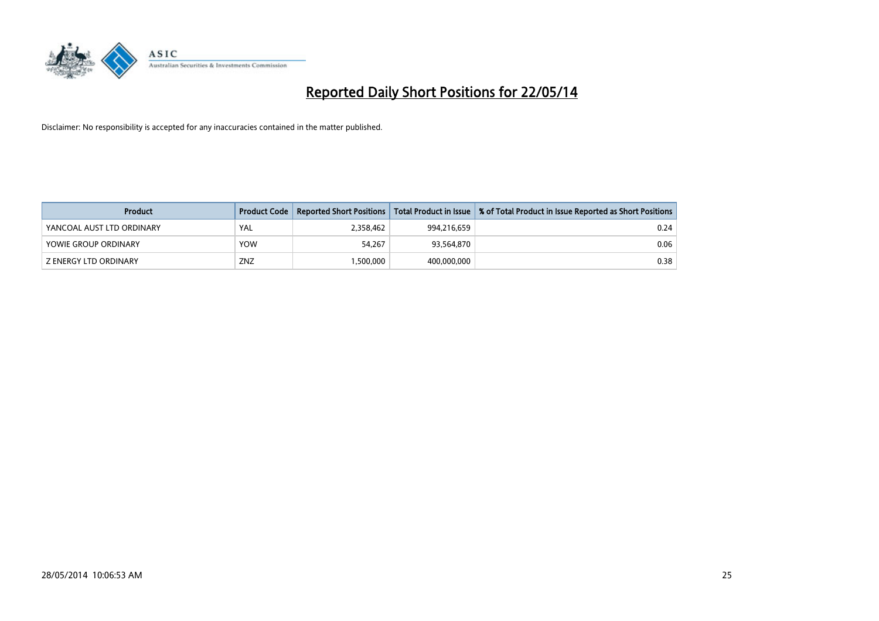# Reported Daily Short Positions for 22/05/14

Disclaimer: No responsibility is accepted for any inaccuracies contained in the matter published.

| Product | Product Code | Reported Short Positions | Total Product in Issue | % of Total Product in Issue Reported as Short Positions |
|---|---|---|---|---|
| YANCOAL AUST LTD ORDINARY | YAL | 2,358,462 | 994,216,659 | 0.24 |
| YOWIE GROUP ORDINARY | YOW | 54,267 | 93,564,870 | 0.06 |
| Z ENERGY LTD ORDINARY | ZNZ | 1,500,000 | 400,000,000 | 0.38 |